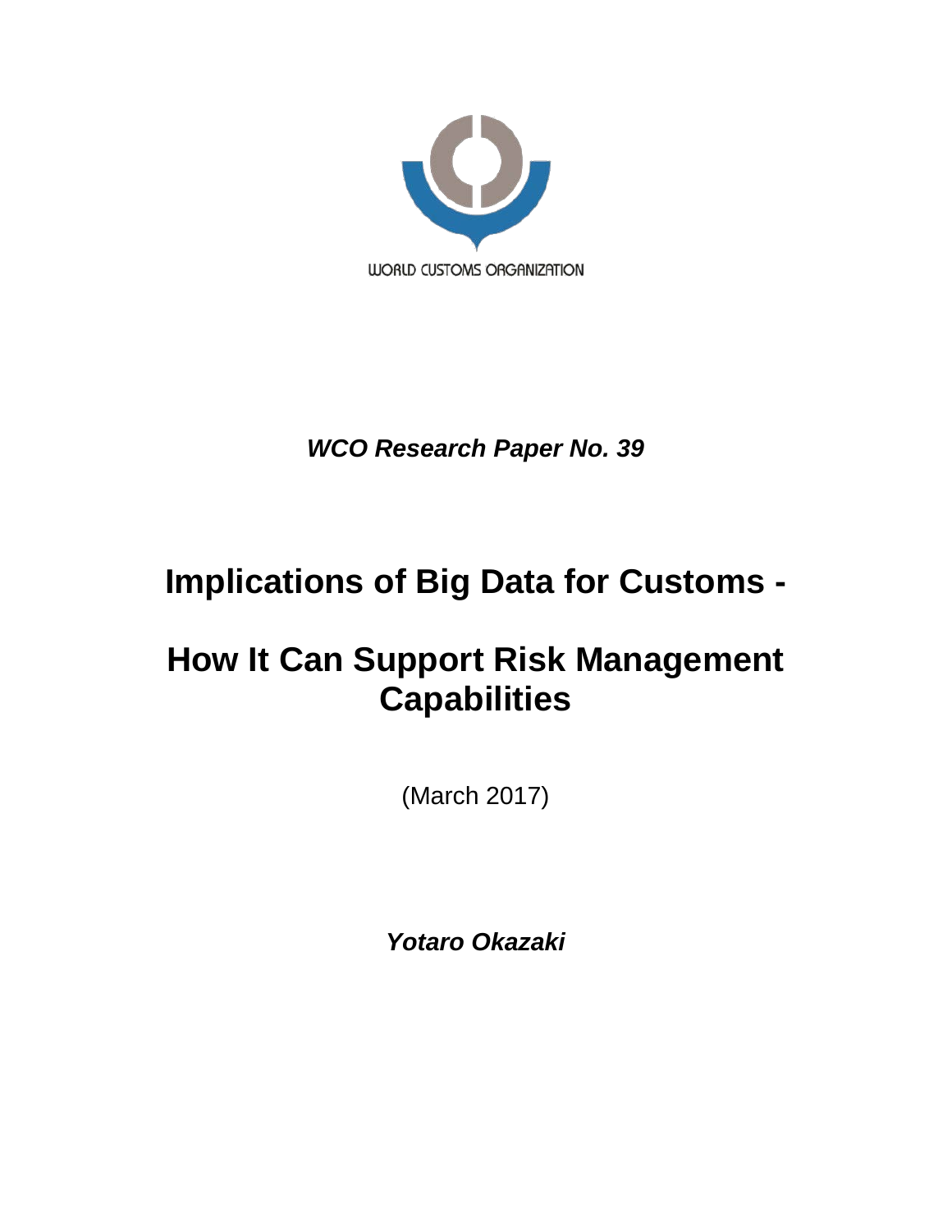WORLD CUSTOMS ORGANIZATION

***WCO Research Paper No. 39***

# Implications of Big Data for Customs - How It Can Support Risk Management Capabilities

(March 2017)

***Yotaro Okazaki***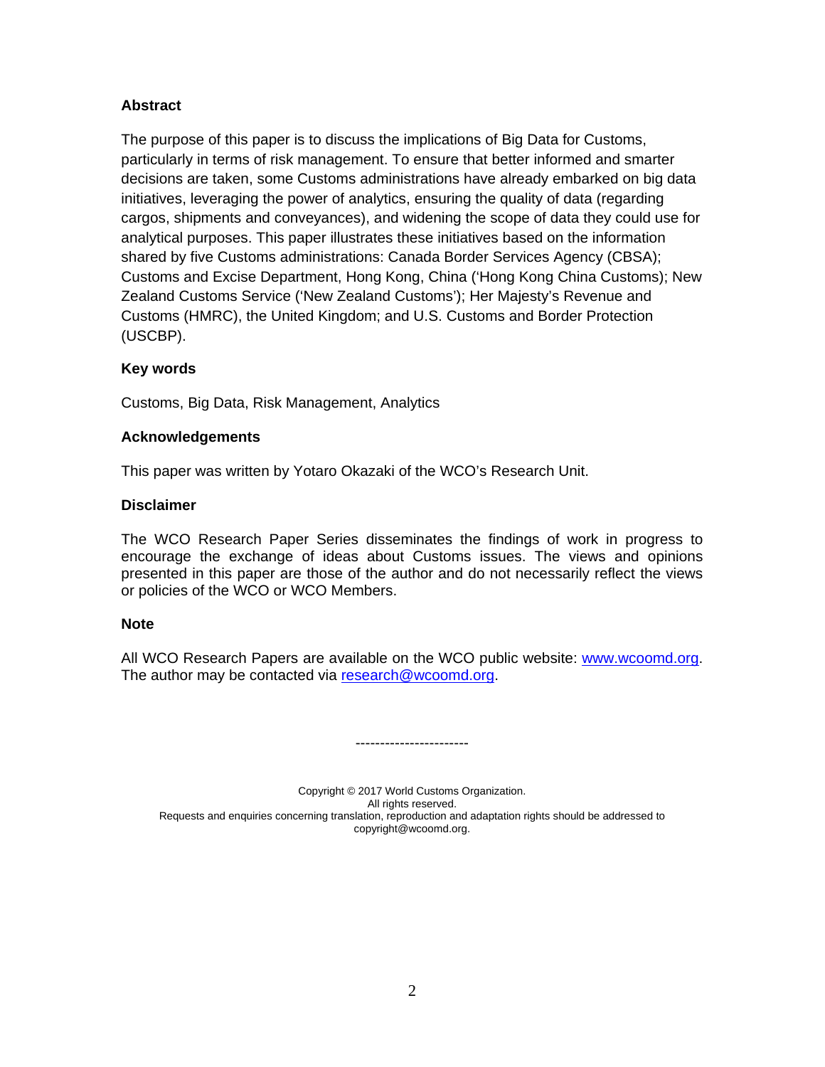**Abstract**

The purpose of this paper is to discuss the implications of Big Data for Customs, particularly in terms of risk management. To ensure that better informed and smarter decisions are taken, some Customs administrations have already embarked on big data initiatives, leveraging the power of analytics, ensuring the quality of data (regarding cargos, shipments and conveyances), and widening the scope of data they could use for analytical purposes. This paper illustrates these initiatives based on the information shared by five Customs administrations: Canada Border Services Agency (CBSA); Customs and Excise Department, Hong Kong, China ('Hong Kong China Customs); New Zealand Customs Service ('New Zealand Customs'); Her Majesty's Revenue and Customs (HMRC), the United Kingdom; and U.S. Customs and Border Protection (USCBP).

**Key words**

Customs, Big Data, Risk Management, Analytics

**Acknowledgements**

This paper was written by Yotaro Okazaki of the WCO's Research Unit.

**Disclaimer**

The WCO Research Paper Series disseminates the findings of work in progress to encourage the exchange of ideas about Customs issues. The views and opinions presented in this paper are those of the author and do not necessarily reflect the views or policies of the WCO or WCO Members.

**Note**

All WCO Research Papers are available on the WCO public website: www.wcoomd.org. The author may be contacted via research@wcoomd.org.

-----------------------

Copyright © 2017 World Customs Organization.
All rights reserved.
Requests and enquiries concerning translation, reproduction and adaptation rights should be addressed to copyright@wcoomd.org.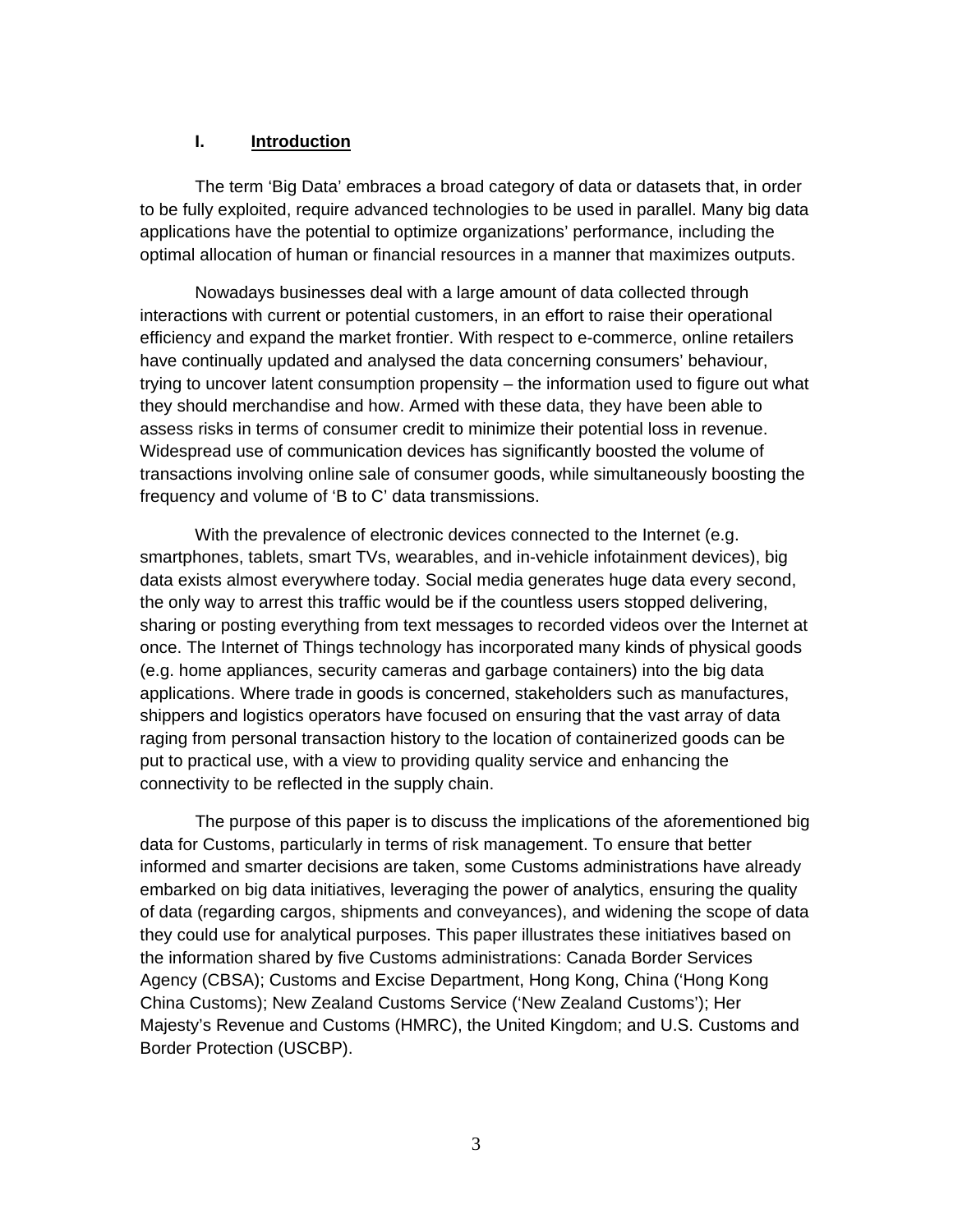## I. Introduction

The term 'Big Data' embraces a broad category of data or datasets that, in order to be fully exploited, require advanced technologies to be used in parallel. Many big data applications have the potential to optimize organizations' performance, including the optimal allocation of human or financial resources in a manner that maximizes outputs.

Nowadays businesses deal with a large amount of data collected through interactions with current or potential customers, in an effort to raise their operational efficiency and expand the market frontier. With respect to e-commerce, online retailers have continually updated and analysed the data concerning consumers' behaviour, trying to uncover latent consumption propensity – the information used to figure out what they should merchandise and how. Armed with these data, they have been able to assess risks in terms of consumer credit to minimize their potential loss in revenue. Widespread use of communication devices has significantly boosted the volume of transactions involving online sale of consumer goods, while simultaneously boosting the frequency and volume of 'B to C' data transmissions.

With the prevalence of electronic devices connected to the Internet (e.g. smartphones, tablets, smart TVs, wearables, and in-vehicle infotainment devices), big data exists almost everywhere today. Social media generates huge data every second, the only way to arrest this traffic would be if the countless users stopped delivering, sharing or posting everything from text messages to recorded videos over the Internet at once. The Internet of Things technology has incorporated many kinds of physical goods (e.g. home appliances, security cameras and garbage containers) into the big data applications. Where trade in goods is concerned, stakeholders such as manufactures, shippers and logistics operators have focused on ensuring that the vast array of data raging from personal transaction history to the location of containerized goods can be put to practical use, with a view to providing quality service and enhancing the connectivity to be reflected in the supply chain.

The purpose of this paper is to discuss the implications of the aforementioned big data for Customs, particularly in terms of risk management. To ensure that better informed and smarter decisions are taken, some Customs administrations have already embarked on big data initiatives, leveraging the power of analytics, ensuring the quality of data (regarding cargos, shipments and conveyances), and widening the scope of data they could use for analytical purposes. This paper illustrates these initiatives based on the information shared by five Customs administrations: Canada Border Services Agency (CBSA); Customs and Excise Department, Hong Kong, China ('Hong Kong China Customs); New Zealand Customs Service ('New Zealand Customs'); Her Majesty's Revenue and Customs (HMRC), the United Kingdom; and U.S. Customs and Border Protection (USCBP).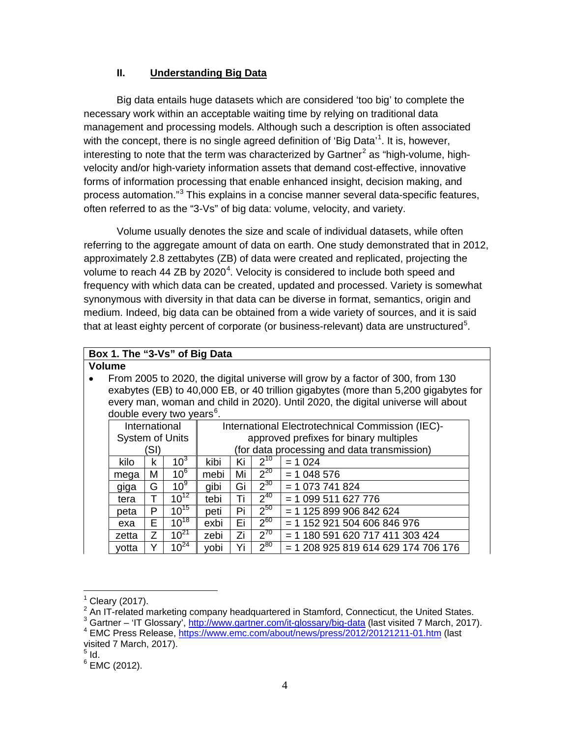## II. Understanding Big Data

Big data entails huge datasets which are considered 'too big' to complete the necessary work within an acceptable waiting time by relying on traditional data management and processing models. Although such a description is often associated with the concept, there is no single agreed definition of 'Big Data'[1]. It is, however, interesting to note that the term was characterized by Gartner[2] as "high-volume, high-velocity and/or high-variety information assets that demand cost-effective, innovative forms of information processing that enable enhanced insight, decision making, and process automation."[3] This explains in a concise manner several data-specific features, often referred to as the "3-Vs" of big data: volume, velocity, and variety.

Volume usually denotes the size and scale of individual datasets, while often referring to the aggregate amount of data on earth. One study demonstrated that in 2012, approximately 2.8 zettabytes (ZB) of data were created and replicated, projecting the volume to reach 44 ZB by 2020[4]. Velocity is considered to include both speed and frequency with which data can be created, updated and processed. Variety is somewhat synonymous with diversity in that data can be diverse in format, semantics, origin and medium. Indeed, big data can be obtained from a wide variety of sources, and it is said that at least eighty percent of corporate (or business-relevant) data are unstructured[5].

**Box 1. The "3-Vs" of Big Data**

**Volume**

- From 2005 to 2020, the digital universe will grow by a factor of 300, from 130 exabytes (EB) to 40,000 EB, or 40 trillion gigabytes (more than 5,200 gigabytes for every man, woman and child in 2020). Until 2020, the digital universe will about double every two years[6].

| International System of Units (SI) | | | International Electrotechnical Commission (IEC)-approved prefixes for binary multiples (for data processing and data transmission) | | | |
|---|---|---|---|---|---|---|
| kilo | k | $10^3$ | kibi | Ki | $2^{10}$ | = 1 024 |
| mega | M | $10^6$ | mebi | Mi | $2^{20}$ | = 1 048 576 |
| giga | G | $10^9$ | gibi | Gi | $2^{30}$ | = 1 073 741 824 |
| tera | T | $10^{12}$ | tebi | Ti | $2^{40}$ | = 1 099 511 627 776 |
| peta | P | $10^{15}$ | peti | Pi | $2^{50}$ | = 1 125 899 906 842 624 |
| exa | E | $10^{18}$ | exbi | Ei | $2^{60}$ | = 1 152 921 504 606 846 976 |
| zetta | Z | $10^{21}$ | zebi | Zi | $2^{70}$ | = 1 180 591 620 717 411 303 424 |
| yotta | Y | $10^{24}$ | yobi | Yi | $2^{80}$ | = 1 208 925 819 614 629 174 706 176 |

---

[1] Cleary (2017).

[2] An IT-related marketing company headquartered in Stamford, Connecticut, the United States.

[3] Gartner – 'IT Glossary', http://www.gartner.com/it-glossary/big-data (last visited 7 March, 2017).

[4] EMC Press Release, https://www.emc.com/about/news/press/2012/20121211-01.htm (last visited 7 March, 2017).

[5] Id.

[6] EMC (2012).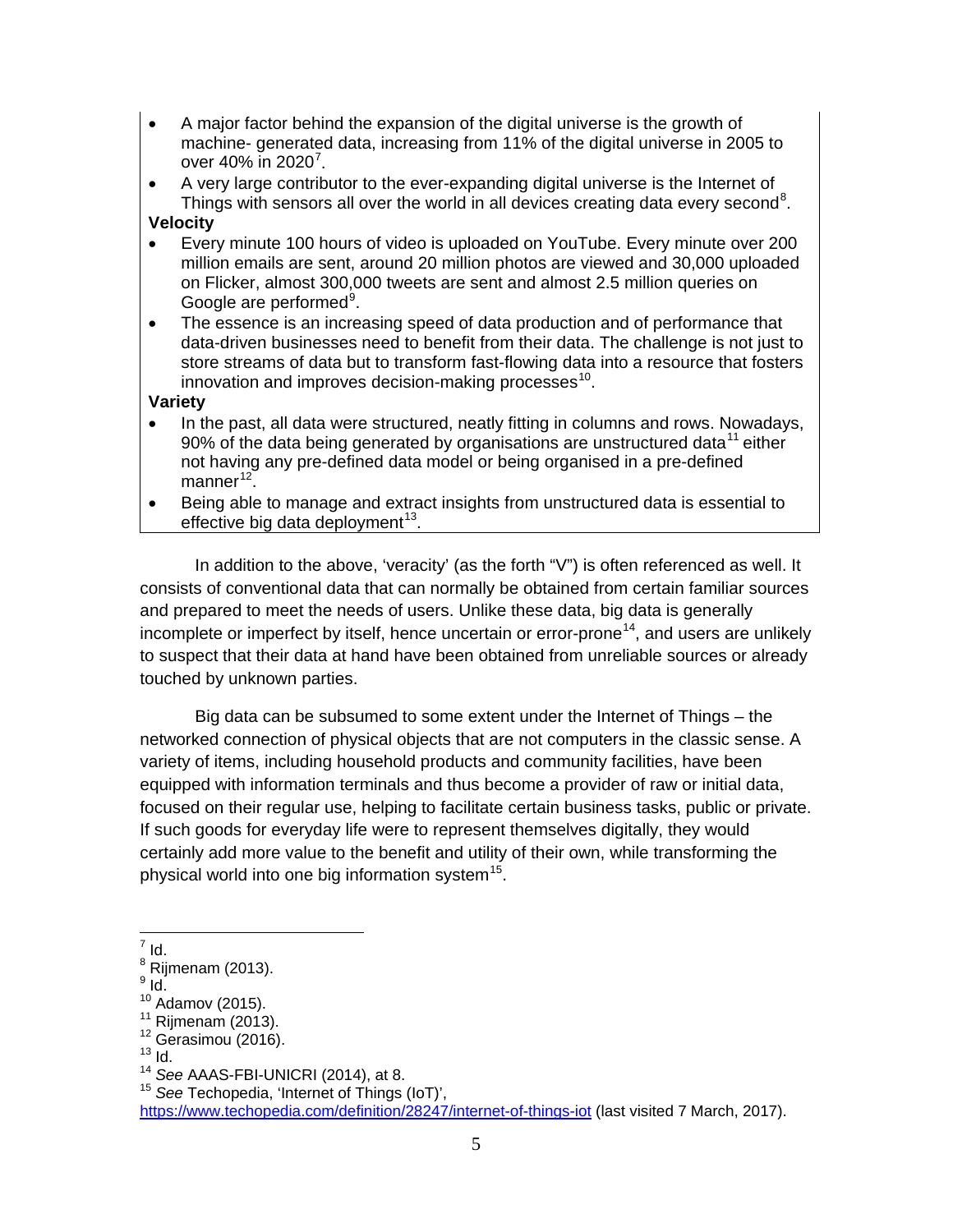- A major factor behind the expansion of the digital universe is the growth of machine- generated data, increasing from 11% of the digital universe in 2005 to over 40% in 2020[7].
- A very large contributor to the ever-expanding digital universe is the Internet of Things with sensors all over the world in all devices creating data every second[8].

**Velocity**

- Every minute 100 hours of video is uploaded on YouTube. Every minute over 200 million emails are sent, around 20 million photos are viewed and 30,000 uploaded on Flicker, almost 300,000 tweets are sent and almost 2.5 million queries on Google are performed[9].
- The essence is an increasing speed of data production and of performance that data-driven businesses need to benefit from their data. The challenge is not just to store streams of data but to transform fast-flowing data into a resource that fosters innovation and improves decision-making processes[10].

**Variety**

- In the past, all data were structured, neatly fitting in columns and rows. Nowadays, 90% of the data being generated by organisations are unstructured data[11] either not having any pre-defined data model or being organised in a pre-defined manner[12].
- Being able to manage and extract insights from unstructured data is essential to effective big data deployment[13].

In addition to the above, 'veracity' (as the forth "V") is often referenced as well. It consists of conventional data that can normally be obtained from certain familiar sources and prepared to meet the needs of users. Unlike these data, big data is generally incomplete or imperfect by itself, hence uncertain or error-prone[14], and users are unlikely to suspect that their data at hand have been obtained from unreliable sources or already touched by unknown parties.

Big data can be subsumed to some extent under the Internet of Things – the networked connection of physical objects that are not computers in the classic sense. A variety of items, including household products and community facilities, have been equipped with information terminals and thus become a provider of raw or initial data, focused on their regular use, helping to facilitate certain business tasks, public or private. If such goods for everyday life were to represent themselves digitally, they would certainly add more value to the benefit and utility of their own, while transforming the physical world into one big information system[15].

---

[7] Id.
[8] Rijmenam (2013).
[9] Id.
[10] Adamov (2015).
[11] Rijmenam (2013).
[12] Gerasimou (2016).
[13] Id.
[14] *See* AAAS-FBI-UNICRI (2014), at 8.
[15] *See* Techopedia, 'Internet of Things (IoT)', https://www.techopedia.com/definition/28247/internet-of-things-iot (last visited 7 March, 2017).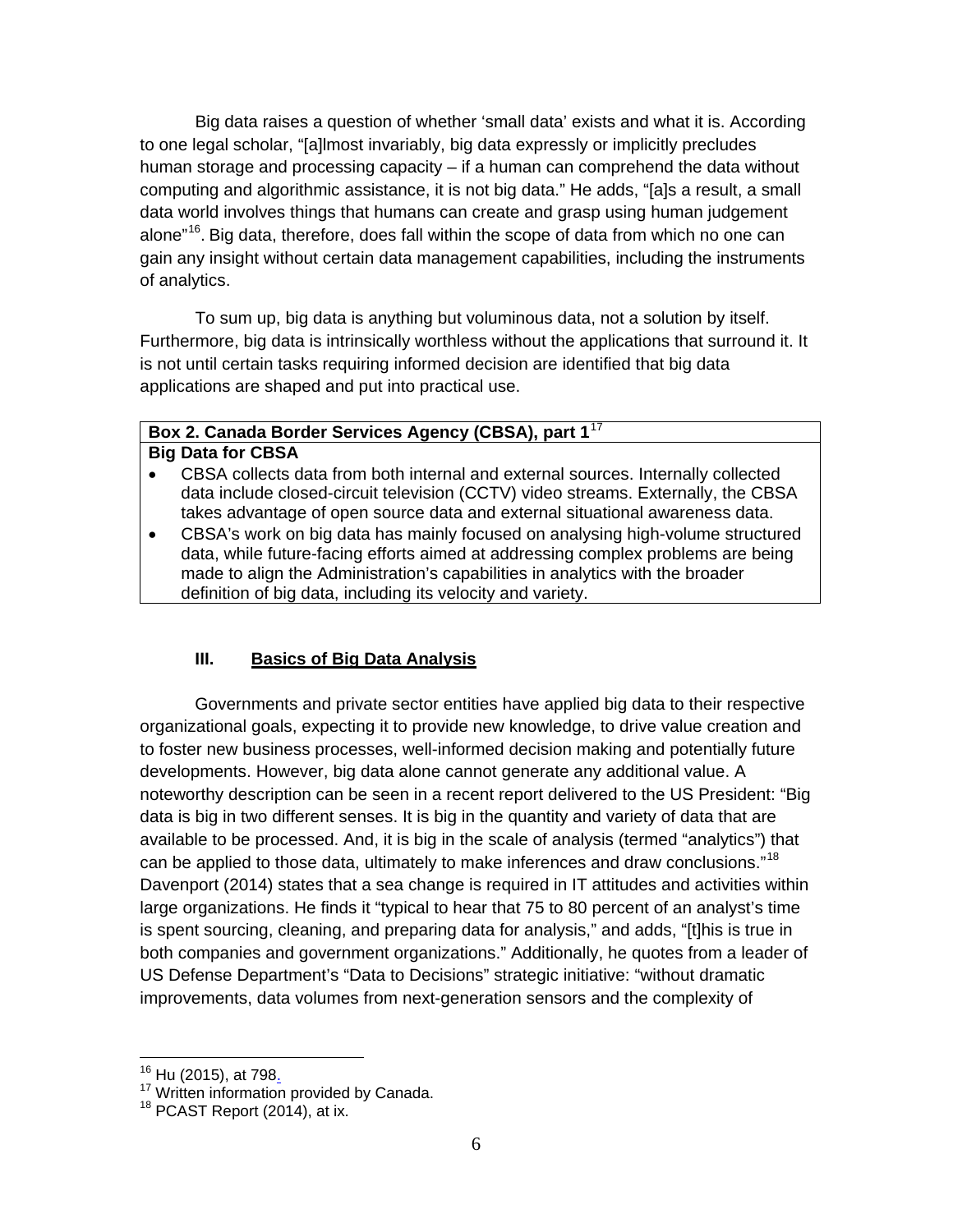Big data raises a question of whether 'small data' exists and what it is. According to one legal scholar, "[a]lmost invariably, big data expressly or implicitly precludes human storage and processing capacity – if a human can comprehend the data without computing and algorithmic assistance, it is not big data." He adds, "[a]s a result, a small data world involves things that humans can create and grasp using human judgement alone"[16]. Big data, therefore, does fall within the scope of data from which no one can gain any insight without certain data management capabilities, including the instruments of analytics.

To sum up, big data is anything but voluminous data, not a solution by itself. Furthermore, big data is intrinsically worthless without the applications that surround it. It is not until certain tasks requiring informed decision are identified that big data applications are shaped and put into practical use.

| **Box 2. Canada Border Services Agency (CBSA), part 1**[17] |
|---|
| **Big Data for CBSA**<br>• CBSA collects data from both internal and external sources. Internally collected data include closed-circuit television (CCTV) video streams. Externally, the CBSA takes advantage of open source data and external situational awareness data.<br>• CBSA's work on big data has mainly focused on analysing high-volume structured data, while future-facing efforts aimed at addressing complex problems are being made to align the Administration's capabilities in analytics with the broader definition of big data, including its velocity and variety. |

## III. Basics of Big Data Analysis

Governments and private sector entities have applied big data to their respective organizational goals, expecting it to provide new knowledge, to drive value creation and to foster new business processes, well-informed decision making and potentially future developments. However, big data alone cannot generate any additional value. A noteworthy description can be seen in a recent report delivered to the US President: "Big data is big in two different senses. It is big in the quantity and variety of data that are available to be processed. And, it is big in the scale of analysis (termed "analytics") that can be applied to those data, ultimately to make inferences and draw conclusions."[18] Davenport (2014) states that a sea change is required in IT attitudes and activities within large organizations. He finds it "typical to hear that 75 to 80 percent of an analyst's time is spent sourcing, cleaning, and preparing data for analysis," and adds, "[t]his is true in both companies and government organizations." Additionally, he quotes from a leader of US Defense Department's "Data to Decisions" strategic initiative: "without dramatic improvements, data volumes from next-generation sensors and the complexity of

[16] Hu (2015), at 798.
[17] Written information provided by Canada.
[18] PCAST Report (2014), at ix.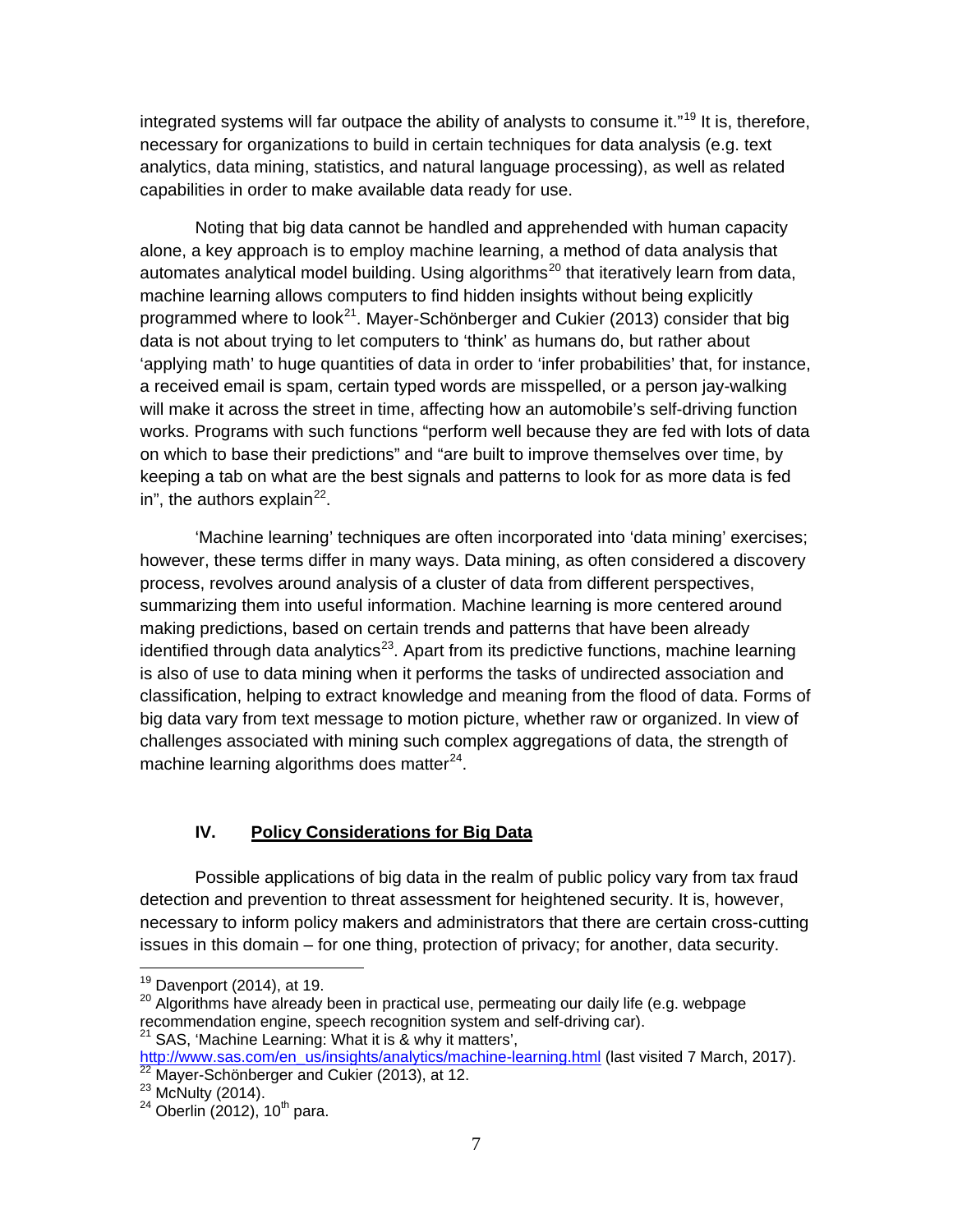integrated systems will far outpace the ability of analysts to consume it."[19] It is, therefore, necessary for organizations to build in certain techniques for data analysis (e.g. text analytics, data mining, statistics, and natural language processing), as well as related capabilities in order to make available data ready for use.

Noting that big data cannot be handled and apprehended with human capacity alone, a key approach is to employ machine learning, a method of data analysis that automates analytical model building. Using algorithms[20] that iteratively learn from data, machine learning allows computers to find hidden insights without being explicitly programmed where to look[21]. Mayer-Schönberger and Cukier (2013) consider that big data is not about trying to let computers to 'think' as humans do, but rather about 'applying math' to huge quantities of data in order to 'infer probabilities' that, for instance, a received email is spam, certain typed words are misspelled, or a person jay-walking will make it across the street in time, affecting how an automobile's self-driving function works. Programs with such functions "perform well because they are fed with lots of data on which to base their predictions" and "are built to improve themselves over time, by keeping a tab on what are the best signals and patterns to look for as more data is fed in", the authors explain[22].

'Machine learning' techniques are often incorporated into 'data mining' exercises; however, these terms differ in many ways. Data mining, as often considered a discovery process, revolves around analysis of a cluster of data from different perspectives, summarizing them into useful information. Machine learning is more centered around making predictions, based on certain trends and patterns that have been already identified through data analytics[23]. Apart from its predictive functions, machine learning is also of use to data mining when it performs the tasks of undirected association and classification, helping to extract knowledge and meaning from the flood of data. Forms of big data vary from text message to motion picture, whether raw or organized. In view of challenges associated with mining such complex aggregations of data, the strength of machine learning algorithms does matter[24].

## IV. Policy Considerations for Big Data

Possible applications of big data in the realm of public policy vary from tax fraud detection and prevention to threat assessment for heightened security. It is, however, necessary to inform policy makers and administrators that there are certain cross-cutting issues in this domain – for one thing, protection of privacy; for another, data security.

---

[19] Davenport (2014), at 19.

[20] Algorithms have already been in practical use, permeating our daily life (e.g. webpage recommendation engine, speech recognition system and self-driving car).

[21] SAS, 'Machine Learning: What it is & why it matters', http://www.sas.com/en_us/insights/analytics/machine-learning.html (last visited 7 March, 2017).

[22] Mayer-Schönberger and Cukier (2013), at 12.

[23] McNulty (2014).

[24] Oberlin (2012), 10th para.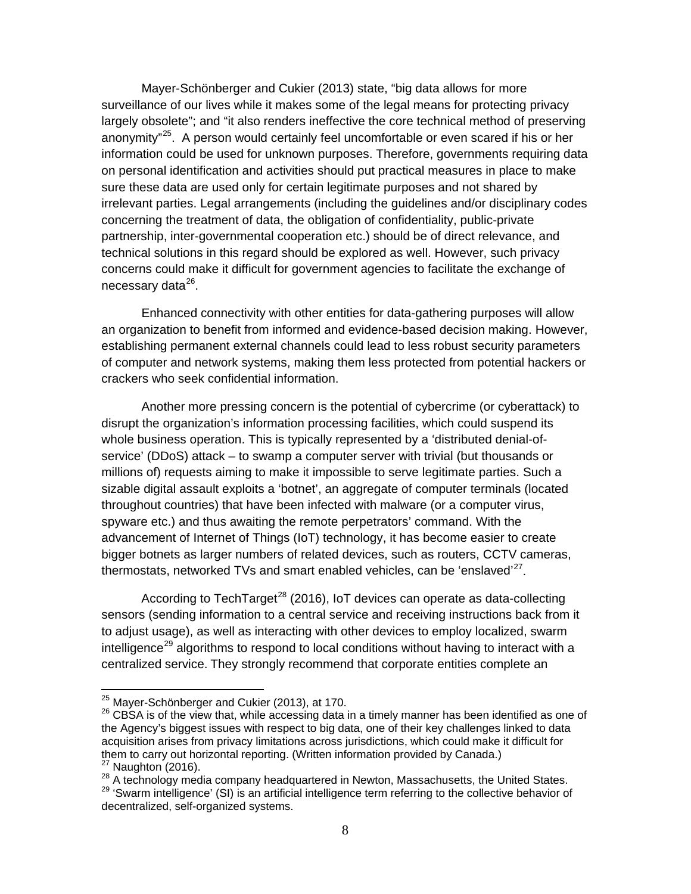Mayer-Schönberger and Cukier (2013) state, "big data allows for more surveillance of our lives while it makes some of the legal means for protecting privacy largely obsolete"; and "it also renders ineffective the core technical method of preserving anonymity"[25]. A person would certainly feel uncomfortable or even scared if his or her information could be used for unknown purposes. Therefore, governments requiring data on personal identification and activities should put practical measures in place to make sure these data are used only for certain legitimate purposes and not shared by irrelevant parties. Legal arrangements (including the guidelines and/or disciplinary codes concerning the treatment of data, the obligation of confidentiality, public-private partnership, inter-governmental cooperation etc.) should be of direct relevance, and technical solutions in this regard should be explored as well. However, such privacy concerns could make it difficult for government agencies to facilitate the exchange of necessary data[26].

Enhanced connectivity with other entities for data-gathering purposes will allow an organization to benefit from informed and evidence-based decision making. However, establishing permanent external channels could lead to less robust security parameters of computer and network systems, making them less protected from potential hackers or crackers who seek confidential information.

Another more pressing concern is the potential of cybercrime (or cyberattack) to disrupt the organization's information processing facilities, which could suspend its whole business operation. This is typically represented by a 'distributed denial-of-service' (DDoS) attack – to swamp a computer server with trivial (but thousands or millions of) requests aiming to make it impossible to serve legitimate parties. Such a sizable digital assault exploits a 'botnet', an aggregate of computer terminals (located throughout countries) that have been infected with malware (or a computer virus, spyware etc.) and thus awaiting the remote perpetrators' command. With the advancement of Internet of Things (IoT) technology, it has become easier to create bigger botnets as larger numbers of related devices, such as routers, CCTV cameras, thermostats, networked TVs and smart enabled vehicles, can be 'enslaved'[27].

According to TechTarget[28] (2016), IoT devices can operate as data-collecting sensors (sending information to a central service and receiving instructions back from it to adjust usage), as well as interacting with other devices to employ localized, swarm intelligence[29] algorithms to respond to local conditions without having to interact with a centralized service. They strongly recommend that corporate entities complete an

---

[25] Mayer-Schönberger and Cukier (2013), at 170.

[26] CBSA is of the view that, while accessing data in a timely manner has been identified as one of the Agency's biggest issues with respect to big data, one of their key challenges linked to data acquisition arises from privacy limitations across jurisdictions, which could make it difficult for them to carry out horizontal reporting. (Written information provided by Canada.)

[27] Naughton (2016).

[28] A technology media company headquartered in Newton, Massachusetts, the United States.

[29] 'Swarm intelligence' (SI) is an artificial intelligence term referring to the collective behavior of decentralized, self-organized systems.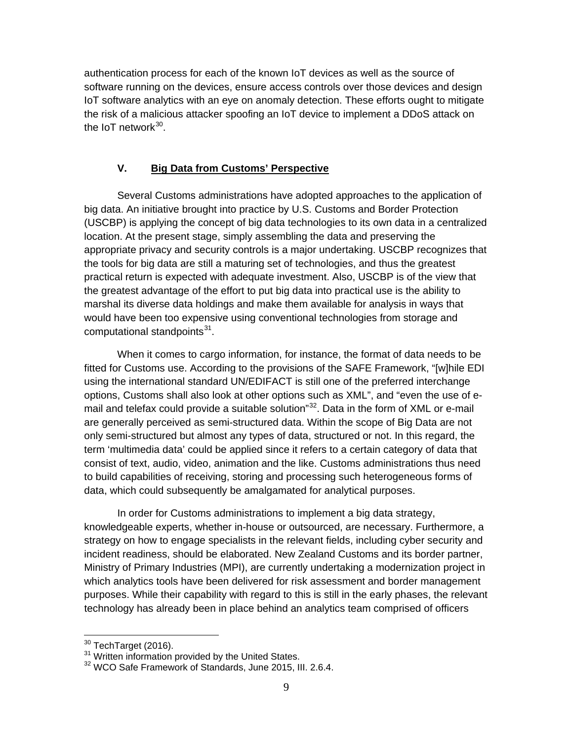authentication process for each of the known IoT devices as well as the source of software running on the devices, ensure access controls over those devices and design IoT software analytics with an eye on anomaly detection. These efforts ought to mitigate the risk of a malicious attacker spoofing an IoT device to implement a DDoS attack on the IoT network[30].

## V. Big Data from Customs' Perspective

Several Customs administrations have adopted approaches to the application of big data. An initiative brought into practice by U.S. Customs and Border Protection (USCBP) is applying the concept of big data technologies to its own data in a centralized location. At the present stage, simply assembling the data and preserving the appropriate privacy and security controls is a major undertaking. USCBP recognizes that the tools for big data are still a maturing set of technologies, and thus the greatest practical return is expected with adequate investment. Also, USCBP is of the view that the greatest advantage of the effort to put big data into practical use is the ability to marshal its diverse data holdings and make them available for analysis in ways that would have been too expensive using conventional technologies from storage and computational standpoints[31].

When it comes to cargo information, for instance, the format of data needs to be fitted for Customs use. According to the provisions of the SAFE Framework, "[w]hile EDI using the international standard UN/EDIFACT is still one of the preferred interchange options, Customs shall also look at other options such as XML", and "even the use of e-mail and telefax could provide a suitable solution"[32]. Data in the form of XML or e-mail are generally perceived as semi-structured data. Within the scope of Big Data are not only semi-structured but almost any types of data, structured or not. In this regard, the term 'multimedia data' could be applied since it refers to a certain category of data that consist of text, audio, video, animation and the like. Customs administrations thus need to build capabilities of receiving, storing and processing such heterogeneous forms of data, which could subsequently be amalgamated for analytical purposes.

In order for Customs administrations to implement a big data strategy, knowledgeable experts, whether in-house or outsourced, are necessary. Furthermore, a strategy on how to engage specialists in the relevant fields, including cyber security and incident readiness, should be elaborated. New Zealand Customs and its border partner, Ministry of Primary Industries (MPI), are currently undertaking a modernization project in which analytics tools have been delivered for risk assessment and border management purposes. While their capability with regard to this is still in the early phases, the relevant technology has already been in place behind an analytics team comprised of officers

---

[30] TechTarget (2016).

[31] Written information provided by the United States.

[32] WCO Safe Framework of Standards, June 2015, III. 2.6.4.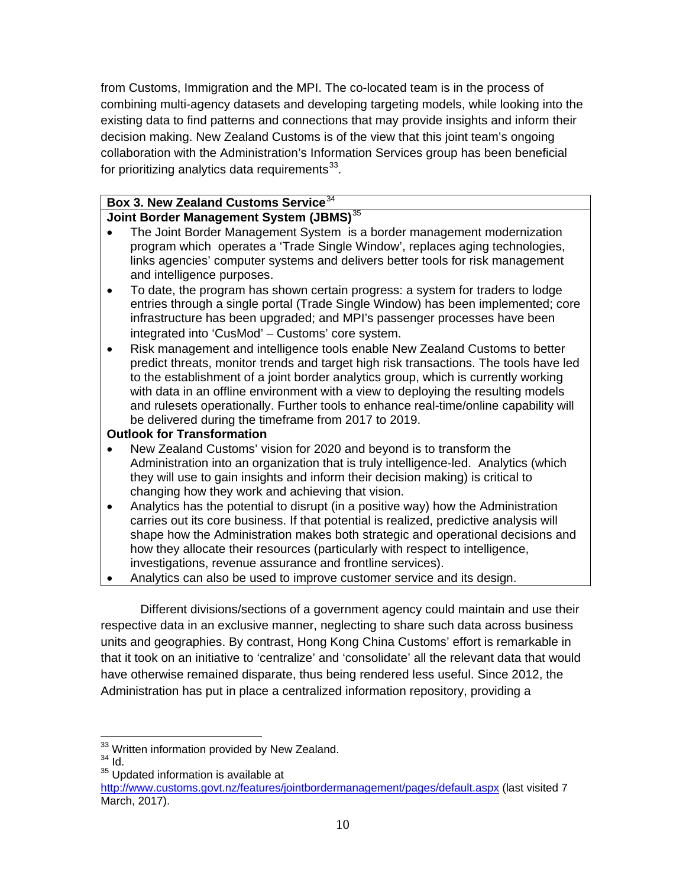from Customs, Immigration and the MPI. The co-located team is in the process of combining multi-agency datasets and developing targeting models, while looking into the existing data to find patterns and connections that may provide insights and inform their decision making. New Zealand Customs is of the view that this joint team's ongoing collaboration with the Administration's Information Services group has been beneficial for prioritizing analytics data requirements[33].

**Box 3. New Zealand Customs Service**[34]

**Joint Border Management System (JBMS)**[35]

- The Joint Border Management System is a border management modernization program which operates a 'Trade Single Window', replaces aging technologies, links agencies' computer systems and delivers better tools for risk management and intelligence purposes.
- To date, the program has shown certain progress: a system for traders to lodge entries through a single portal (Trade Single Window) has been implemented; core infrastructure has been upgraded; and MPI's passenger processes have been integrated into 'CusMod' – Customs' core system.
- Risk management and intelligence tools enable New Zealand Customs to better predict threats, monitor trends and target high risk transactions. The tools have led to the establishment of a joint border analytics group, which is currently working with data in an offline environment with a view to deploying the resulting models and rulesets operationally. Further tools to enhance real-time/online capability will be delivered during the timeframe from 2017 to 2019.

**Outlook for Transformation**

- New Zealand Customs' vision for 2020 and beyond is to transform the Administration into an organization that is truly intelligence-led. Analytics (which they will use to gain insights and inform their decision making) is critical to changing how they work and achieving that vision.
- Analytics has the potential to disrupt (in a positive way) how the Administration carries out its core business. If that potential is realized, predictive analysis will shape how the Administration makes both strategic and operational decisions and how they allocate their resources (particularly with respect to intelligence, investigations, revenue assurance and frontline services).
- Analytics can also be used to improve customer service and its design.

Different divisions/sections of a government agency could maintain and use their respective data in an exclusive manner, neglecting to share such data across business units and geographies. By contrast, Hong Kong China Customs' effort is remarkable in that it took on an initiative to 'centralize' and 'consolidate' all the relevant data that would have otherwise remained disparate, thus being rendered less useful. Since 2012, the Administration has put in place a centralized information repository, providing a

---

[33] Written information provided by New Zealand.

[34] Id.

[35] Updated information is available at http://www.customs.govt.nz/features/jointbordermanagement/pages/default.aspx (last visited 7 March, 2017).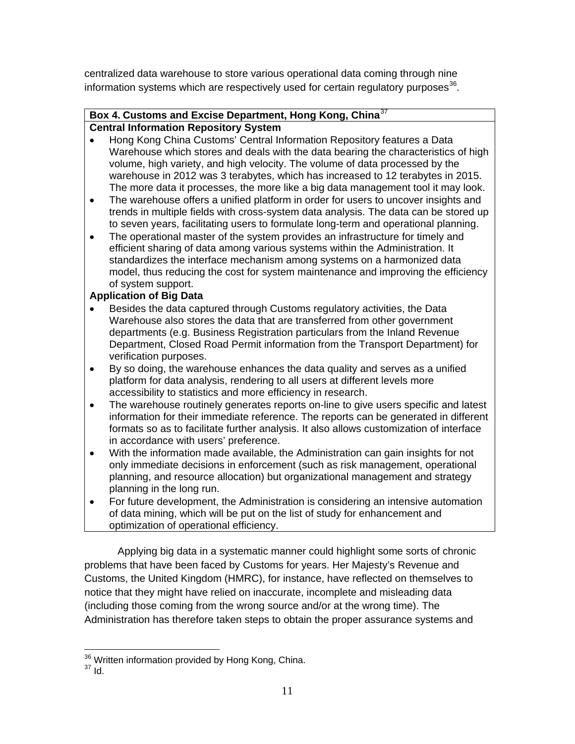centralized data warehouse to store various operational data coming through nine information systems which are respectively used for certain regulatory purposes[36].

**Box 4. Customs and Excise Department, Hong Kong, China**[37]

**Central Information Repository System**

- Hong Kong China Customs' Central Information Repository features a Data Warehouse which stores and deals with the data bearing the characteristics of high volume, high variety, and high velocity. The volume of data processed by the warehouse in 2012 was 3 terabytes, which has increased to 12 terabytes in 2015. The more data it processes, the more like a big data management tool it may look.
- The warehouse offers a unified platform in order for users to uncover insights and trends in multiple fields with cross-system data analysis. The data can be stored up to seven years, facilitating users to formulate long-term and operational planning.
- The operational master of the system provides an infrastructure for timely and efficient sharing of data among various systems within the Administration. It standardizes the interface mechanism among systems on a harmonized data model, thus reducing the cost for system maintenance and improving the efficiency of system support.

**Application of Big Data**

- Besides the data captured through Customs regulatory activities, the Data Warehouse also stores the data that are transferred from other government departments (e.g. Business Registration particulars from the Inland Revenue Department, Closed Road Permit information from the Transport Department) for verification purposes.
- By so doing, the warehouse enhances the data quality and serves as a unified platform for data analysis, rendering to all users at different levels more accessibility to statistics and more efficiency in research.
- The warehouse routinely generates reports on-line to give users specific and latest information for their immediate reference. The reports can be generated in different formats so as to facilitate further analysis. It also allows customization of interface in accordance with users' preference.
- With the information made available, the Administration can gain insights for not only immediate decisions in enforcement (such as risk management, operational planning, and resource allocation) but organizational management and strategy planning in the long run.
- For future development, the Administration is considering an intensive automation of data mining, which will be put on the list of study for enhancement and optimization of operational efficiency.

Applying big data in a systematic manner could highlight some sorts of chronic problems that have been faced by Customs for years. Her Majesty's Revenue and Customs, the United Kingdom (HMRC), for instance, have reflected on themselves to notice that they might have relied on inaccurate, incomplete and misleading data (including those coming from the wrong source and/or at the wrong time). The Administration has therefore taken steps to obtain the proper assurance systems and

---

[36] Written information provided by Hong Kong, China.

[37] Id.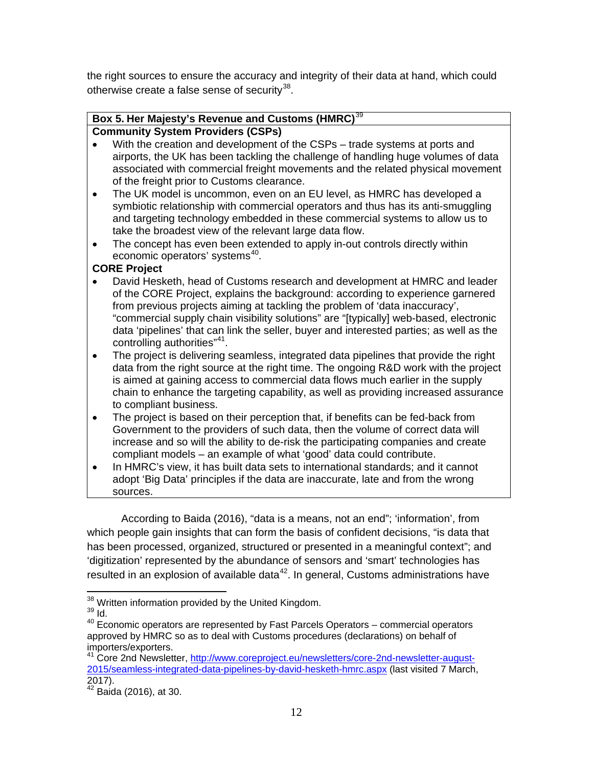the right sources to ensure the accuracy and integrity of their data at hand, which could otherwise create a false sense of security[38].

**Box 5. Her Majesty's Revenue and Customs (HMRC)**[39]

**Community System Providers (CSPs)**

- With the creation and development of the CSPs – trade systems at ports and airports, the UK has been tackling the challenge of handling huge volumes of data associated with commercial freight movements and the related physical movement of the freight prior to Customs clearance.
- The UK model is uncommon, even on an EU level, as HMRC has developed a symbiotic relationship with commercial operators and thus has its anti-smuggling and targeting technology embedded in these commercial systems to allow us to take the broadest view of the relevant large data flow.
- The concept has even been extended to apply in-out controls directly within economic operators' systems[40].

**CORE Project**

- David Hesketh, head of Customs research and development at HMRC and leader of the CORE Project, explains the background: according to experience garnered from previous projects aiming at tackling the problem of 'data inaccuracy', "commercial supply chain visibility solutions" are "[typically] web-based, electronic data 'pipelines' that can link the seller, buyer and interested parties; as well as the controlling authorities"[41].
- The project is delivering seamless, integrated data pipelines that provide the right data from the right source at the right time. The ongoing R&D work with the project is aimed at gaining access to commercial data flows much earlier in the supply chain to enhance the targeting capability, as well as providing increased assurance to compliant business.
- The project is based on their perception that, if benefits can be fed-back from Government to the providers of such data, then the volume of correct data will increase and so will the ability to de-risk the participating companies and create compliant models – an example of what 'good' data could contribute.
- In HMRC's view, it has built data sets to international standards; and it cannot adopt 'Big Data' principles if the data are inaccurate, late and from the wrong sources.

According to Baida (2016), "data is a means, not an end"; 'information', from which people gain insights that can form the basis of confident decisions, "is data that has been processed, organized, structured or presented in a meaningful context"; and 'digitization' represented by the abundance of sensors and 'smart' technologies has resulted in an explosion of available data[42]. In general, Customs administrations have

---

[38] Written information provided by the United Kingdom.

[39] Id.

[40] Economic operators are represented by Fast Parcels Operators – commercial operators approved by HMRC so as to deal with Customs procedures (declarations) on behalf of importers/exporters.

[41] Core 2nd Newsletter, http://www.coreproject.eu/newsletters/core-2nd-newsletter-august-2015/seamless-integrated-data-pipelines-by-david-hesketh-hmrc.aspx (last visited 7 March, 2017).

[42] Baida (2016), at 30.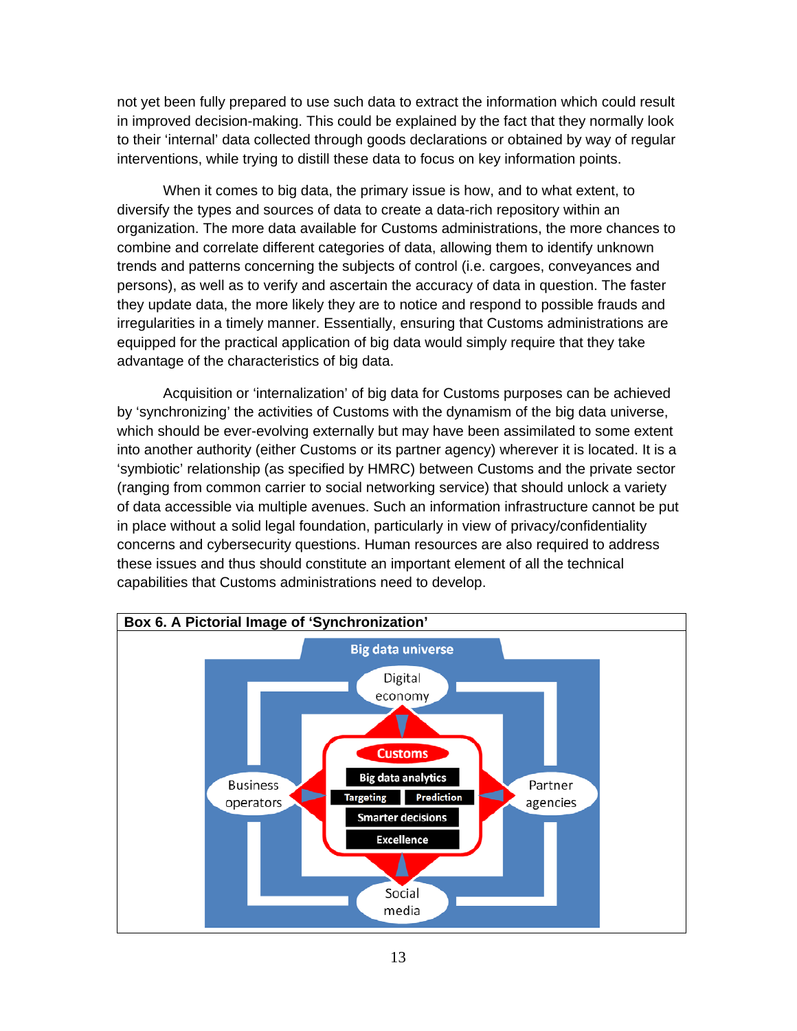not yet been fully prepared to use such data to extract the information which could result in improved decision-making. This could be explained by the fact that they normally look to their 'internal' data collected through goods declarations or obtained by way of regular interventions, while trying to distill these data to focus on key information points.

When it comes to big data, the primary issue is how, and to what extent, to diversify the types and sources of data to create a data-rich repository within an organization. The more data available for Customs administrations, the more chances to combine and correlate different categories of data, allowing them to identify unknown trends and patterns concerning the subjects of control (i.e. cargoes, conveyances and persons), as well as to verify and ascertain the accuracy of data in question. The faster they update data, the more likely they are to notice and respond to possible frauds and irregularities in a timely manner. Essentially, ensuring that Customs administrations are equipped for the practical application of big data would simply require that they take advantage of the characteristics of big data.

Acquisition or 'internalization' of big data for Customs purposes can be achieved by 'synchronizing' the activities of Customs with the dynamism of the big data universe, which should be ever-evolving externally but may have been assimilated to some extent into another authority (either Customs or its partner agency) wherever it is located. It is a 'symbiotic' relationship (as specified by HMRC) between Customs and the private sector (ranging from common carrier to social networking service) that should unlock a variety of data accessible via multiple avenues. Such an information infrastructure cannot be put in place without a solid legal foundation, particularly in view of privacy/confidentiality concerns and cybersecurity questions. Human resources are also required to address these issues and thus should constitute an important element of all the technical capabilities that Customs administrations need to develop.

**Box 6. A Pictorial Image of 'Synchronization'**

Big data universe

Digital economy

Business operators

Partner agencies

Social media

Customs

Big data analytics

Targeting | Prediction

Smarter decisions

Excellence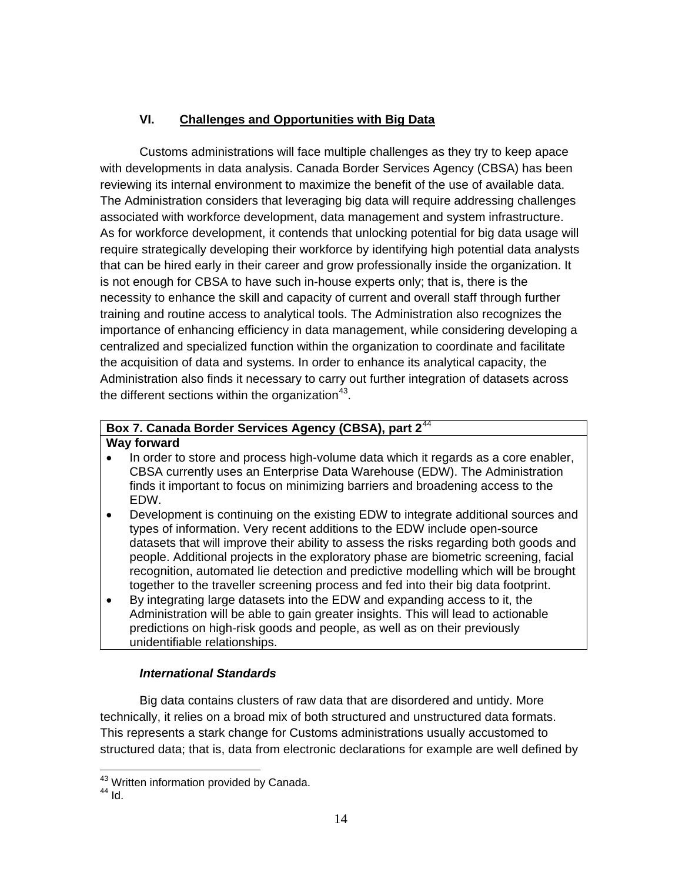## VI. Challenges and Opportunities with Big Data

Customs administrations will face multiple challenges as they try to keep apace with developments in data analysis. Canada Border Services Agency (CBSA) has been reviewing its internal environment to maximize the benefit of the use of available data. The Administration considers that leveraging big data will require addressing challenges associated with workforce development, data management and system infrastructure. As for workforce development, it contends that unlocking potential for big data usage will require strategically developing their workforce by identifying high potential data analysts that can be hired early in their career and grow professionally inside the organization. It is not enough for CBSA to have such in-house experts only; that is, there is the necessity to enhance the skill and capacity of current and overall staff through further training and routine access to analytical tools. The Administration also recognizes the importance of enhancing efficiency in data management, while considering developing a centralized and specialized function within the organization to coordinate and facilitate the acquisition of data and systems. In order to enhance its analytical capacity, the Administration also finds it necessary to carry out further integration of datasets across the different sections within the organization[43].

| **Box 7. Canada Border Services Agency (CBSA), part 2**[44] |
| --- |
| **Way forward**<br>• In order to store and process high-volume data which it regards as a core enabler, CBSA currently uses an Enterprise Data Warehouse (EDW). The Administration finds it important to focus on minimizing barriers and broadening access to the EDW.<br>• Development is continuing on the existing EDW to integrate additional sources and types of information. Very recent additions to the EDW include open-source datasets that will improve their ability to assess the risks regarding both goods and people. Additional projects in the exploratory phase are biometric screening, facial recognition, automated lie detection and predictive modelling which will be brought together to the traveller screening process and fed into their big data footprint.<br>• By integrating large datasets into the EDW and expanding access to it, the Administration will be able to gain greater insights. This will lead to actionable predictions on high-risk goods and people, as well as on their previously unidentifiable relationships. |

### *International Standards*

Big data contains clusters of raw data that are disordered and untidy. More technically, it relies on a broad mix of both structured and unstructured data formats. This represents a stark change for Customs administrations usually accustomed to structured data; that is, data from electronic declarations for example are well defined by

[43] Written information provided by Canada.
[44] Id.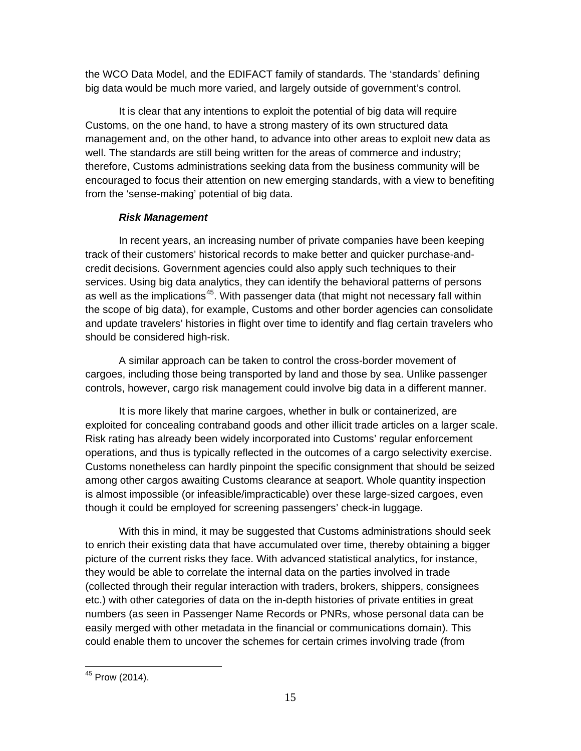the WCO Data Model, and the EDIFACT family of standards. The 'standards' defining big data would be much more varied, and largely outside of government's control.

It is clear that any intentions to exploit the potential of big data will require Customs, on the one hand, to have a strong mastery of its own structured data management and, on the other hand, to advance into other areas to exploit new data as well. The standards are still being written for the areas of commerce and industry; therefore, Customs administrations seeking data from the business community will be encouraged to focus their attention on new emerging standards, with a view to benefiting from the 'sense-making' potential of big data.

***Risk Management***

In recent years, an increasing number of private companies have been keeping track of their customers' historical records to make better and quicker purchase-and-credit decisions. Government agencies could also apply such techniques to their services. Using big data analytics, they can identify the behavioral patterns of persons as well as the implications[45]. With passenger data (that might not necessary fall within the scope of big data), for example, Customs and other border agencies can consolidate and update travelers' histories in flight over time to identify and flag certain travelers who should be considered high-risk.

A similar approach can be taken to control the cross-border movement of cargoes, including those being transported by land and those by sea. Unlike passenger controls, however, cargo risk management could involve big data in a different manner.

It is more likely that marine cargoes, whether in bulk or containerized, are exploited for concealing contraband goods and other illicit trade articles on a larger scale. Risk rating has already been widely incorporated into Customs' regular enforcement operations, and thus is typically reflected in the outcomes of a cargo selectivity exercise. Customs nonetheless can hardly pinpoint the specific consignment that should be seized among other cargos awaiting Customs clearance at seaport. Whole quantity inspection is almost impossible (or infeasible/impracticable) over these large-sized cargoes, even though it could be employed for screening passengers' check-in luggage.

With this in mind, it may be suggested that Customs administrations should seek to enrich their existing data that have accumulated over time, thereby obtaining a bigger picture of the current risks they face. With advanced statistical analytics, for instance, they would be able to correlate the internal data on the parties involved in trade (collected through their regular interaction with traders, brokers, shippers, consignees etc.) with other categories of data on the in-depth histories of private entities in great numbers (as seen in Passenger Name Records or PNRs, whose personal data can be easily merged with other metadata in the financial or communications domain). This could enable them to uncover the schemes for certain crimes involving trade (from

[45] Prow (2014).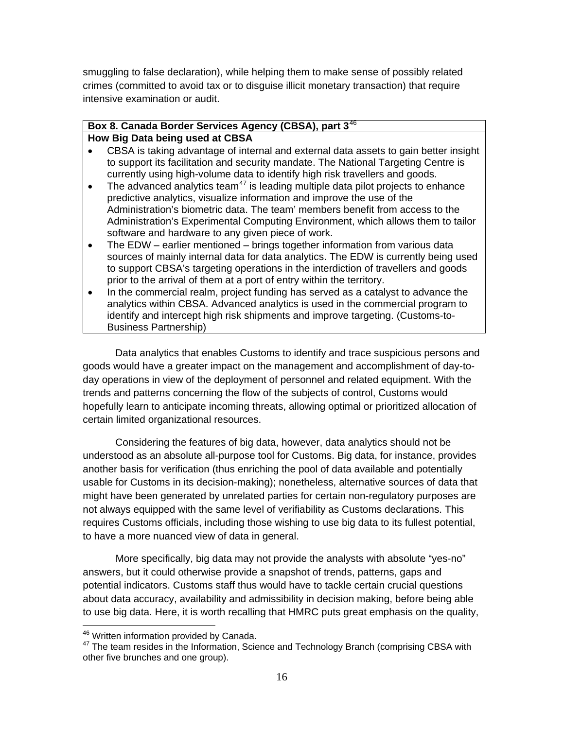smuggling to false declaration), while helping them to make sense of possibly related crimes (committed to avoid tax or to disguise illicit monetary transaction) that require intensive examination or audit.

| **Box 8. Canada Border Services Agency (CBSA), part 3**[46] |
|---|
| **How Big Data being used at CBSA**<br>• CBSA is taking advantage of internal and external data assets to gain better insight to support its facilitation and security mandate. The National Targeting Centre is currently using high-volume data to identify high risk travellers and goods.<br>• The advanced analytics team[47] is leading multiple data pilot projects to enhance predictive analytics, visualize information and improve the use of the Administration's biometric data. The team' members benefit from access to the Administration's Experimental Computing Environment, which allows them to tailor software and hardware to any given piece of work.<br>• The EDW – earlier mentioned – brings together information from various data sources of mainly internal data for data analytics. The EDW is currently being used to support CBSA's targeting operations in the interdiction of travellers and goods prior to the arrival of them at a port of entry within the territory.<br>• In the commercial realm, project funding has served as a catalyst to advance the analytics within CBSA. Advanced analytics is used in the commercial program to identify and intercept high risk shipments and improve targeting. (Customs-to-Business Partnership) |

Data analytics that enables Customs to identify and trace suspicious persons and goods would have a greater impact on the management and accomplishment of day-to-day operations in view of the deployment of personnel and related equipment. With the trends and patterns concerning the flow of the subjects of control, Customs would hopefully learn to anticipate incoming threats, allowing optimal or prioritized allocation of certain limited organizational resources.

Considering the features of big data, however, data analytics should not be understood as an absolute all-purpose tool for Customs. Big data, for instance, provides another basis for verification (thus enriching the pool of data available and potentially usable for Customs in its decision-making); nonetheless, alternative sources of data that might have been generated by unrelated parties for certain non-regulatory purposes are not always equipped with the same level of verifiability as Customs declarations. This requires Customs officials, including those wishing to use big data to its fullest potential, to have a more nuanced view of data in general.

More specifically, big data may not provide the analysts with absolute "yes-no" answers, but it could otherwise provide a snapshot of trends, patterns, gaps and potential indicators. Customs staff thus would have to tackle certain crucial questions about data accuracy, availability and admissibility in decision making, before being able to use big data. Here, it is worth recalling that HMRC puts great emphasis on the quality,

[46] Written information provided by Canada.

[47] The team resides in the Information, Science and Technology Branch (comprising CBSA with other five brunches and one group).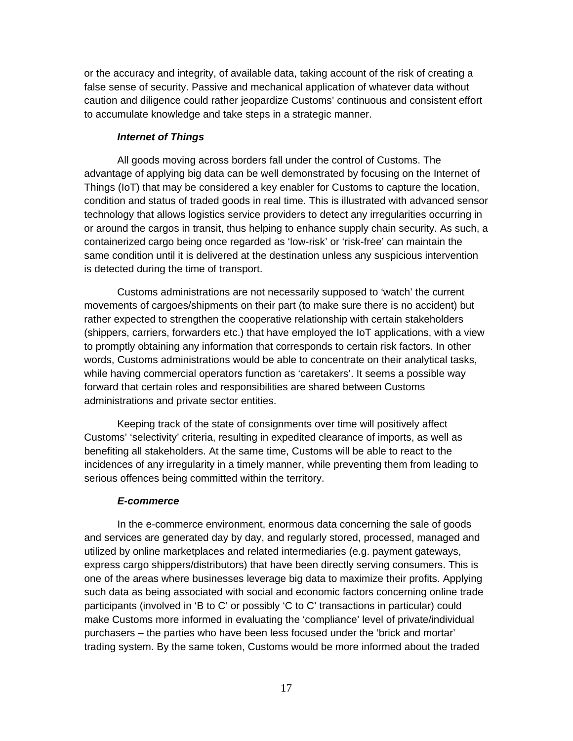or the accuracy and integrity, of available data, taking account of the risk of creating a false sense of security. Passive and mechanical application of whatever data without caution and diligence could rather jeopardize Customs' continuous and consistent effort to accumulate knowledge and take steps in a strategic manner.

***Internet of Things***

All goods moving across borders fall under the control of Customs. The advantage of applying big data can be well demonstrated by focusing on the Internet of Things (IoT) that may be considered a key enabler for Customs to capture the location, condition and status of traded goods in real time. This is illustrated with advanced sensor technology that allows logistics service providers to detect any irregularities occurring in or around the cargos in transit, thus helping to enhance supply chain security. As such, a containerized cargo being once regarded as 'low-risk' or 'risk-free' can maintain the same condition until it is delivered at the destination unless any suspicious intervention is detected during the time of transport.

Customs administrations are not necessarily supposed to 'watch' the current movements of cargoes/shipments on their part (to make sure there is no accident) but rather expected to strengthen the cooperative relationship with certain stakeholders (shippers, carriers, forwarders etc.) that have employed the IoT applications, with a view to promptly obtaining any information that corresponds to certain risk factors. In other words, Customs administrations would be able to concentrate on their analytical tasks, while having commercial operators function as 'caretakers'. It seems a possible way forward that certain roles and responsibilities are shared between Customs administrations and private sector entities.

Keeping track of the state of consignments over time will positively affect Customs' 'selectivity' criteria, resulting in expedited clearance of imports, as well as benefiting all stakeholders. At the same time, Customs will be able to react to the incidences of any irregularity in a timely manner, while preventing them from leading to serious offences being committed within the territory.

***E-commerce***

In the e-commerce environment, enormous data concerning the sale of goods and services are generated day by day, and regularly stored, processed, managed and utilized by online marketplaces and related intermediaries (e.g. payment gateways, express cargo shippers/distributors) that have been directly serving consumers. This is one of the areas where businesses leverage big data to maximize their profits. Applying such data as being associated with social and economic factors concerning online trade participants (involved in 'B to C' or possibly 'C to C' transactions in particular) could make Customs more informed in evaluating the 'compliance' level of private/individual purchasers – the parties who have been less focused under the 'brick and mortar' trading system. By the same token, Customs would be more informed about the traded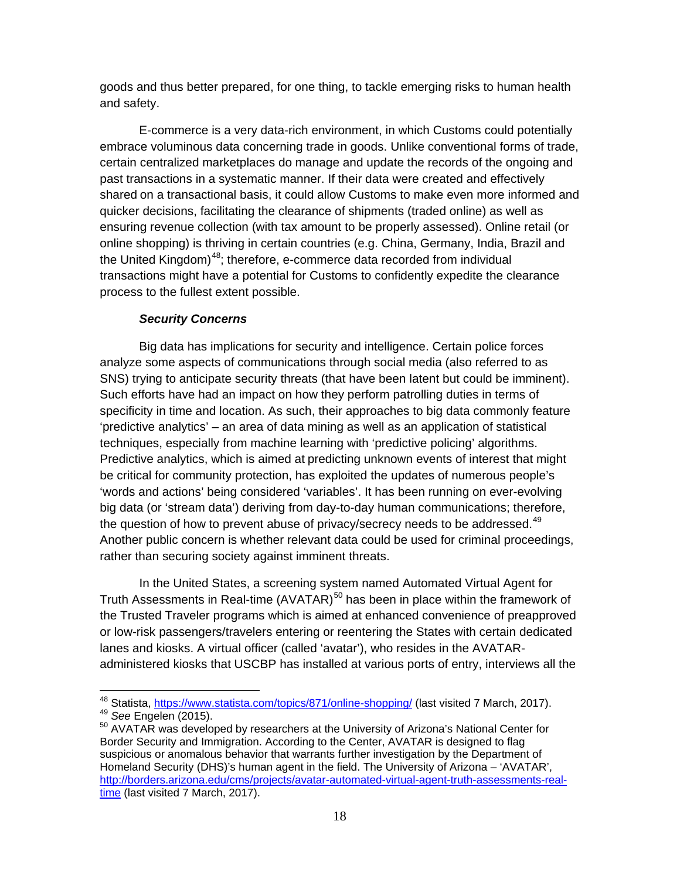goods and thus better prepared, for one thing, to tackle emerging risks to human health and safety.

E-commerce is a very data-rich environment, in which Customs could potentially embrace voluminous data concerning trade in goods. Unlike conventional forms of trade, certain centralized marketplaces do manage and update the records of the ongoing and past transactions in a systematic manner. If their data were created and effectively shared on a transactional basis, it could allow Customs to make even more informed and quicker decisions, facilitating the clearance of shipments (traded online) as well as ensuring revenue collection (with tax amount to be properly assessed). Online retail (or online shopping) is thriving in certain countries (e.g. China, Germany, India, Brazil and the United Kingdom)[48]; therefore, e-commerce data recorded from individual transactions might have a potential for Customs to confidently expedite the clearance process to the fullest extent possible.

***Security Concerns***

Big data has implications for security and intelligence. Certain police forces analyze some aspects of communications through social media (also referred to as SNS) trying to anticipate security threats (that have been latent but could be imminent). Such efforts have had an impact on how they perform patrolling duties in terms of specificity in time and location. As such, their approaches to big data commonly feature 'predictive analytics' – an area of data mining as well as an application of statistical techniques, especially from machine learning with 'predictive policing' algorithms. Predictive analytics, which is aimed at predicting unknown events of interest that might be critical for community protection, has exploited the updates of numerous people's 'words and actions' being considered 'variables'. It has been running on ever-evolving big data (or 'stream data') deriving from day-to-day human communications; therefore, the question of how to prevent abuse of privacy/secrecy needs to be addressed.[49] Another public concern is whether relevant data could be used for criminal proceedings, rather than securing society against imminent threats.

In the United States, a screening system named Automated Virtual Agent for Truth Assessments in Real-time (AVATAR)[50] has been in place within the framework of the Trusted Traveler programs which is aimed at enhanced convenience of preapproved or low-risk passengers/travelers entering or reentering the States with certain dedicated lanes and kiosks. A virtual officer (called 'avatar'), who resides in the AVATAR-administered kiosks that USCBP has installed at various ports of entry, interviews all the

---

[48] Statista, https://www.statista.com/topics/871/online-shopping/ (last visited 7 March, 2017).

[49] *See* Engelen (2015).

[50] AVATAR was developed by researchers at the University of Arizona's National Center for Border Security and Immigration. According to the Center, AVATAR is designed to flag suspicious or anomalous behavior that warrants further investigation by the Department of Homeland Security (DHS)'s human agent in the field. The University of Arizona – 'AVATAR', http://borders.arizona.edu/cms/projects/avatar-automated-virtual-agent-truth-assessments-real-time (last visited 7 March, 2017).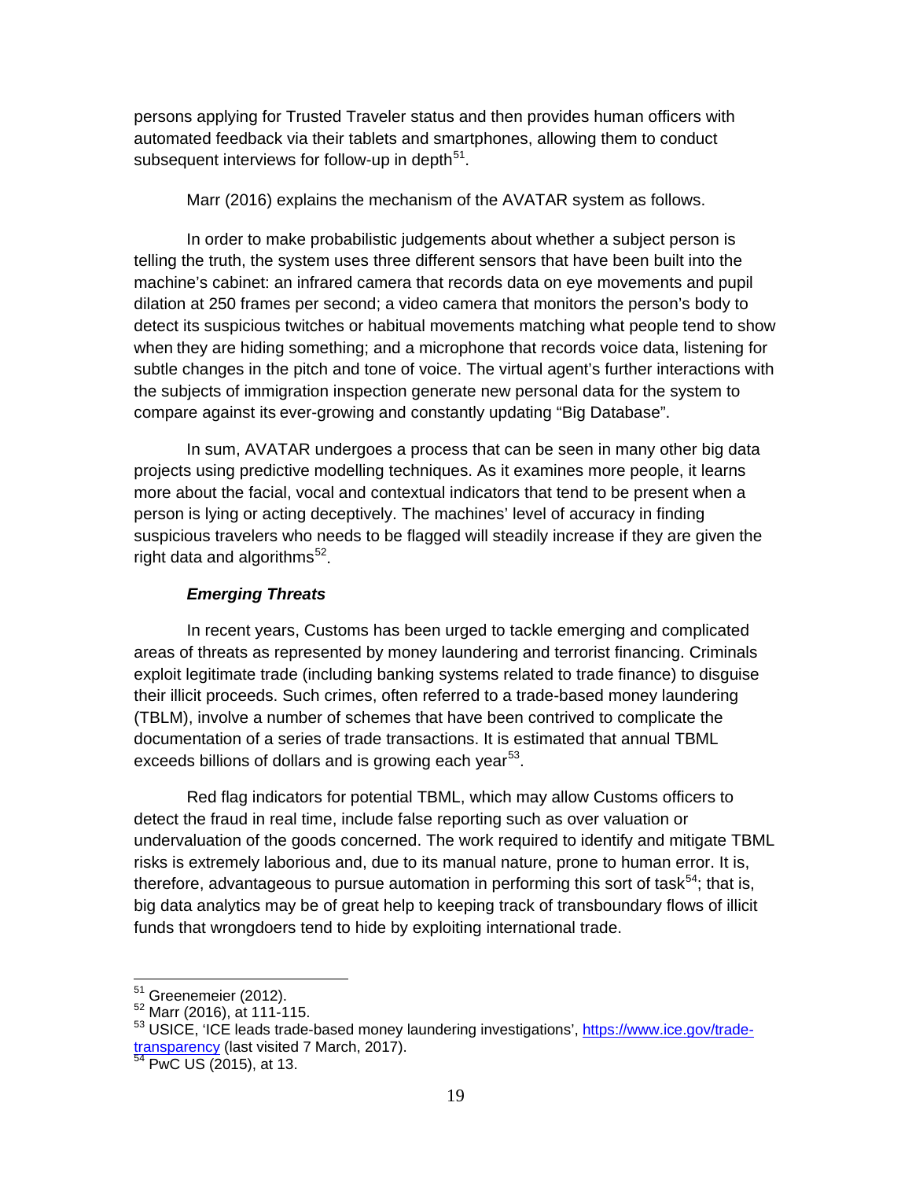persons applying for Trusted Traveler status and then provides human officers with automated feedback via their tablets and smartphones, allowing them to conduct subsequent interviews for follow-up in depth[51].

Marr (2016) explains the mechanism of the AVATAR system as follows.

In order to make probabilistic judgements about whether a subject person is telling the truth, the system uses three different sensors that have been built into the machine's cabinet: an infrared camera that records data on eye movements and pupil dilation at 250 frames per second; a video camera that monitors the person's body to detect its suspicious twitches or habitual movements matching what people tend to show when they are hiding something; and a microphone that records voice data, listening for subtle changes in the pitch and tone of voice. The virtual agent's further interactions with the subjects of immigration inspection generate new personal data for the system to compare against its ever-growing and constantly updating "Big Database".

In sum, AVATAR undergoes a process that can be seen in many other big data projects using predictive modelling techniques. As it examines more people, it learns more about the facial, vocal and contextual indicators that tend to be present when a person is lying or acting deceptively. The machines' level of accuracy in finding suspicious travelers who needs to be flagged will steadily increase if they are given the right data and algorithms[52].

***Emerging Threats***

In recent years, Customs has been urged to tackle emerging and complicated areas of threats as represented by money laundering and terrorist financing. Criminals exploit legitimate trade (including banking systems related to trade finance) to disguise their illicit proceeds. Such crimes, often referred to a trade-based money laundering (TBLM), involve a number of schemes that have been contrived to complicate the documentation of a series of trade transactions. It is estimated that annual TBML exceeds billions of dollars and is growing each year[53].

Red flag indicators for potential TBML, which may allow Customs officers to detect the fraud in real time, include false reporting such as over valuation or undervaluation of the goods concerned. The work required to identify and mitigate TBML risks is extremely laborious and, due to its manual nature, prone to human error. It is, therefore, advantageous to pursue automation in performing this sort of task[54]; that is, big data analytics may be of great help to keeping track of transboundary flows of illicit funds that wrongdoers tend to hide by exploiting international trade.

---

[51] Greenemeier (2012).

[52] Marr (2016), at 111-115.

[53] USICE, 'ICE leads trade-based money laundering investigations', [https://www.ice.gov/trade-transparency](https://www.ice.gov/trade-transparency) (last visited 7 March, 2017).

[54] PwC US (2015), at 13.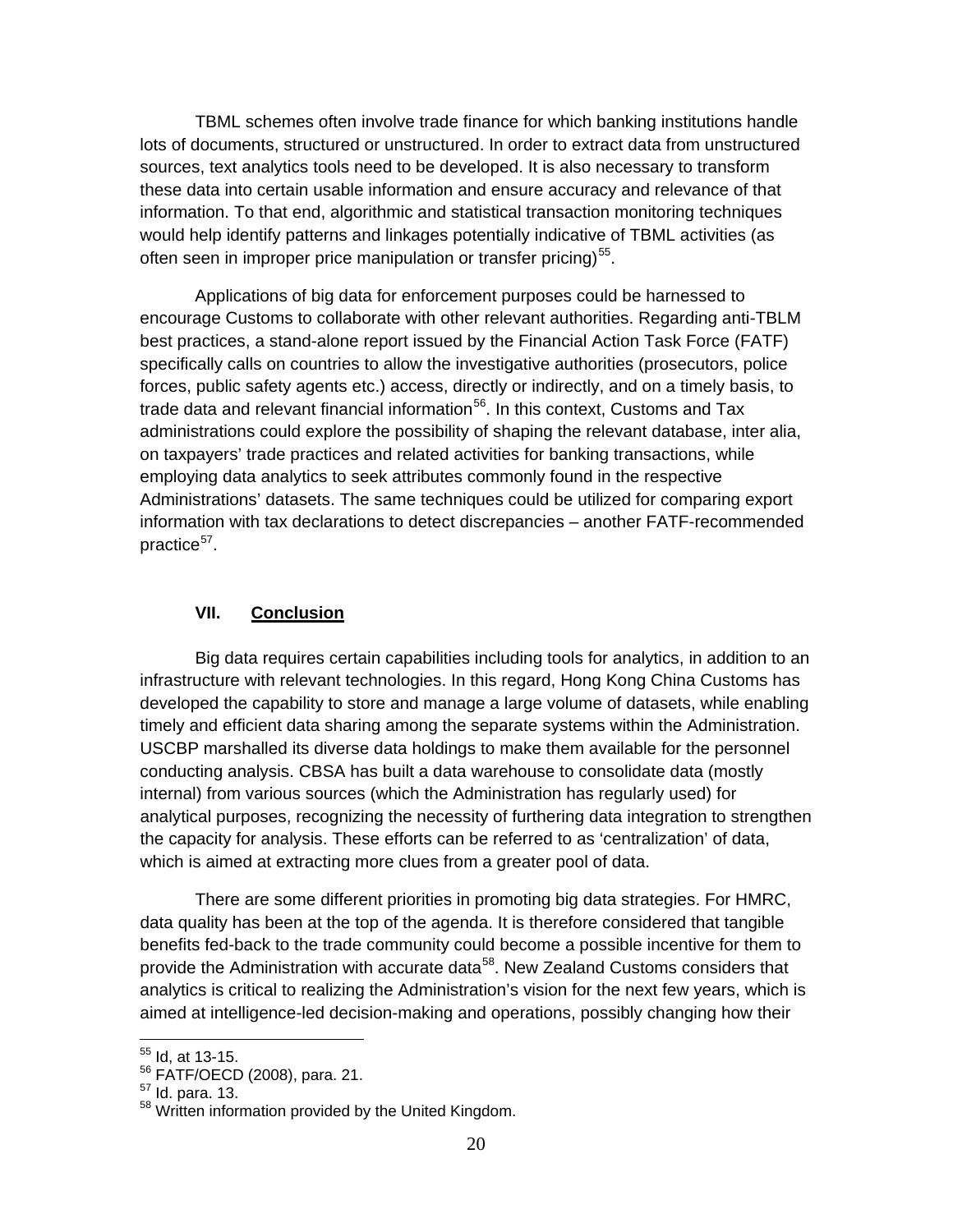TBML schemes often involve trade finance for which banking institutions handle lots of documents, structured or unstructured. In order to extract data from unstructured sources, text analytics tools need to be developed. It is also necessary to transform these data into certain usable information and ensure accuracy and relevance of that information. To that end, algorithmic and statistical transaction monitoring techniques would help identify patterns and linkages potentially indicative of TBML activities (as often seen in improper price manipulation or transfer pricing)[55].

Applications of big data for enforcement purposes could be harnessed to encourage Customs to collaborate with other relevant authorities. Regarding anti-TBLM best practices, a stand-alone report issued by the Financial Action Task Force (FATF) specifically calls on countries to allow the investigative authorities (prosecutors, police forces, public safety agents etc.) access, directly or indirectly, and on a timely basis, to trade data and relevant financial information[56]. In this context, Customs and Tax administrations could explore the possibility of shaping the relevant database, inter alia, on taxpayers' trade practices and related activities for banking transactions, while employing data analytics to seek attributes commonly found in the respective Administrations' datasets. The same techniques could be utilized for comparing export information with tax declarations to detect discrepancies – another FATF-recommended practice[57].

## VII. Conclusion

Big data requires certain capabilities including tools for analytics, in addition to an infrastructure with relevant technologies. In this regard, Hong Kong China Customs has developed the capability to store and manage a large volume of datasets, while enabling timely and efficient data sharing among the separate systems within the Administration. USCBP marshalled its diverse data holdings to make them available for the personnel conducting analysis. CBSA has built a data warehouse to consolidate data (mostly internal) from various sources (which the Administration has regularly used) for analytical purposes, recognizing the necessity of furthering data integration to strengthen the capacity for analysis. These efforts can be referred to as 'centralization' of data, which is aimed at extracting more clues from a greater pool of data.

There are some different priorities in promoting big data strategies. For HMRC, data quality has been at the top of the agenda. It is therefore considered that tangible benefits fed-back to the trade community could become a possible incentive for them to provide the Administration with accurate data[58]. New Zealand Customs considers that analytics is critical to realizing the Administration's vision for the next few years, which is aimed at intelligence-led decision-making and operations, possibly changing how their

---

[55] Id, at 13-15.
[56] FATF/OECD (2008), para. 21.
[57] Id. para. 13.
[58] Written information provided by the United Kingdom.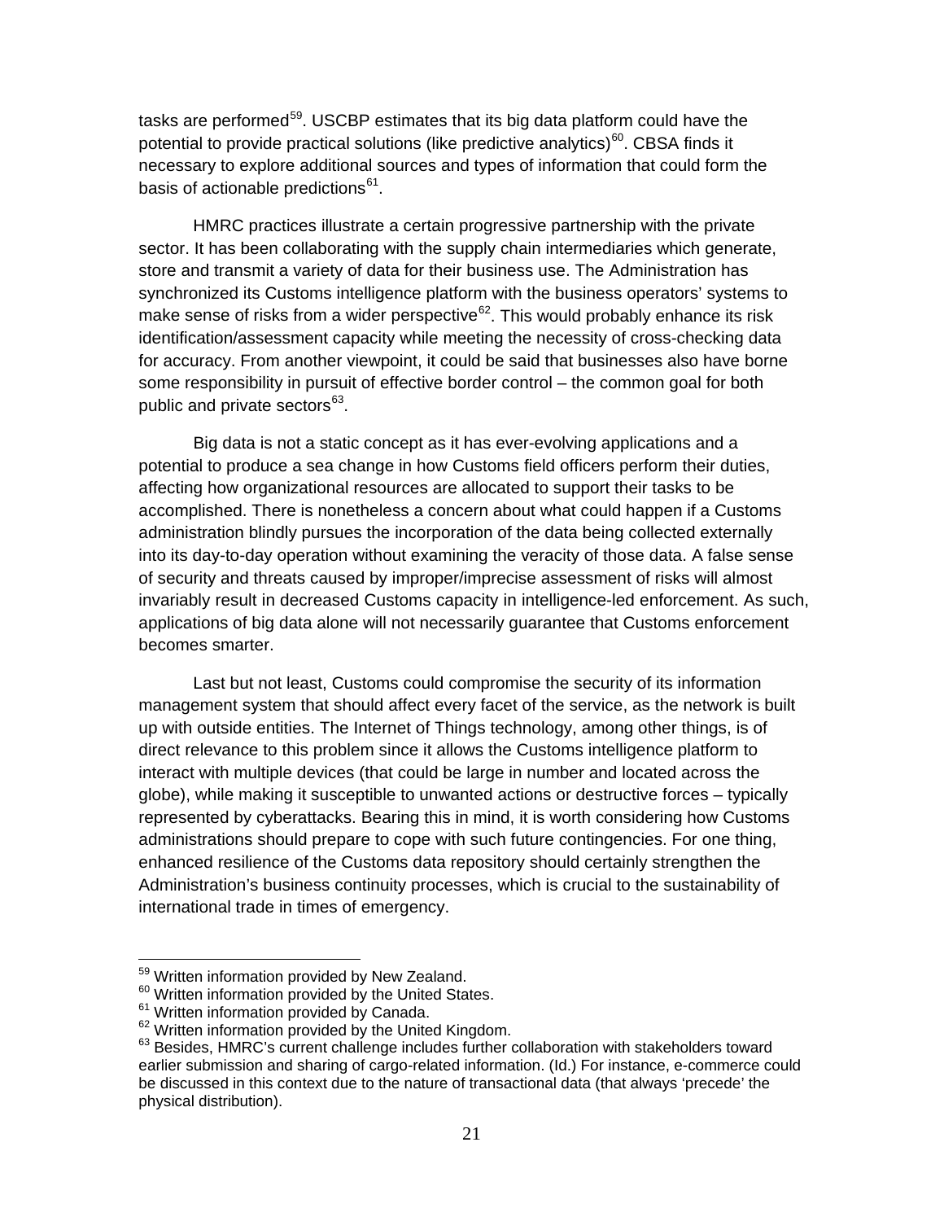tasks are performed[59]. USCBP estimates that its big data platform could have the potential to provide practical solutions (like predictive analytics)[60]. CBSA finds it necessary to explore additional sources and types of information that could form the basis of actionable predictions[61].

HMRC practices illustrate a certain progressive partnership with the private sector. It has been collaborating with the supply chain intermediaries which generate, store and transmit a variety of data for their business use. The Administration has synchronized its Customs intelligence platform with the business operators' systems to make sense of risks from a wider perspective[62]. This would probably enhance its risk identification/assessment capacity while meeting the necessity of cross-checking data for accuracy. From another viewpoint, it could be said that businesses also have borne some responsibility in pursuit of effective border control – the common goal for both public and private sectors[63].

Big data is not a static concept as it has ever-evolving applications and a potential to produce a sea change in how Customs field officers perform their duties, affecting how organizational resources are allocated to support their tasks to be accomplished. There is nonetheless a concern about what could happen if a Customs administration blindly pursues the incorporation of the data being collected externally into its day-to-day operation without examining the veracity of those data. A false sense of security and threats caused by improper/imprecise assessment of risks will almost invariably result in decreased Customs capacity in intelligence-led enforcement. As such, applications of big data alone will not necessarily guarantee that Customs enforcement becomes smarter.

Last but not least, Customs could compromise the security of its information management system that should affect every facet of the service, as the network is built up with outside entities. The Internet of Things technology, among other things, is of direct relevance to this problem since it allows the Customs intelligence platform to interact with multiple devices (that could be large in number and located across the globe), while making it susceptible to unwanted actions or destructive forces – typically represented by cyberattacks. Bearing this in mind, it is worth considering how Customs administrations should prepare to cope with such future contingencies. For one thing, enhanced resilience of the Customs data repository should certainly strengthen the Administration's business continuity processes, which is crucial to the sustainability of international trade in times of emergency.

---

[59] Written information provided by New Zealand.

[60] Written information provided by the United States.

[61] Written information provided by Canada.

[62] Written information provided by the United Kingdom.

[63] Besides, HMRC's current challenge includes further collaboration with stakeholders toward earlier submission and sharing of cargo-related information. (Id.) For instance, e-commerce could be discussed in this context due to the nature of transactional data (that always 'precede' the physical distribution).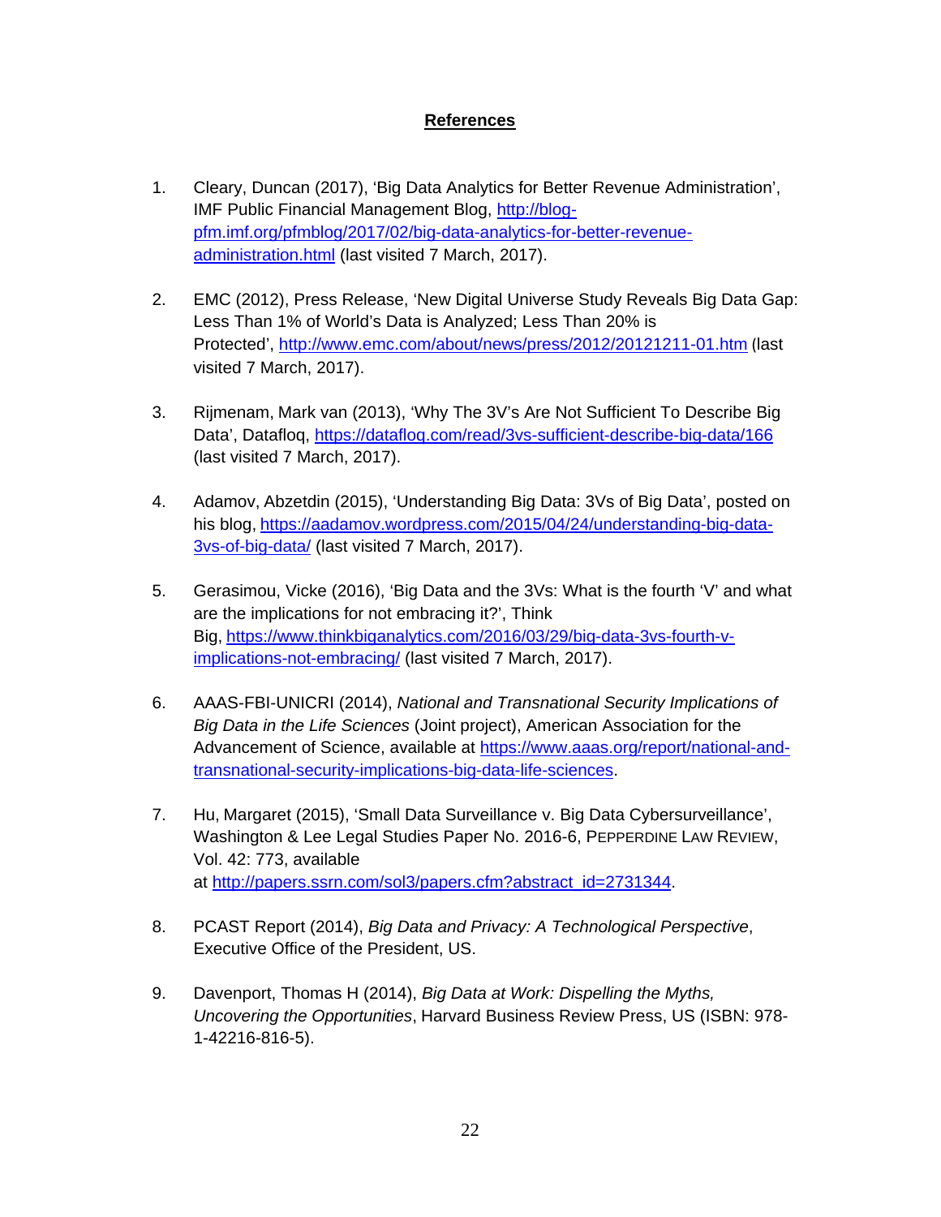## References

1. Cleary, Duncan (2017), 'Big Data Analytics for Better Revenue Administration', IMF Public Financial Management Blog, http://blog-pfm.imf.org/pfmblog/2017/02/big-data-analytics-for-better-revenue-administration.html (last visited 7 March, 2017).

2. EMC (2012), Press Release, 'New Digital Universe Study Reveals Big Data Gap: Less Than 1% of World's Data is Analyzed; Less Than 20% is Protected', http://www.emc.com/about/news/press/2012/20121211-01.htm (last visited 7 March, 2017).

3. Rijmenam, Mark van (2013), 'Why The 3V's Are Not Sufficient To Describe Big Data', Datafloq, https://datafloq.com/read/3vs-sufficient-describe-big-data/166 (last visited 7 March, 2017).

4. Adamov, Abzetdin (2015), 'Understanding Big Data: 3Vs of Big Data', posted on his blog, https://aadamov.wordpress.com/2015/04/24/understanding-big-data-3vs-of-big-data/ (last visited 7 March, 2017).

5. Gerasimou, Vicke (2016), 'Big Data and the 3Vs: What is the fourth 'V' and what are the implications for not embracing it?', Think Big, https://www.thinkbiganalytics.com/2016/03/29/big-data-3vs-fourth-v-implications-not-embracing/ (last visited 7 March, 2017).

6. AAAS-FBI-UNICRI (2014), *National and Transnational Security Implications of Big Data in the Life Sciences* (Joint project), American Association for the Advancement of Science, available at https://www.aaas.org/report/national-and-transnational-security-implications-big-data-life-sciences.

7. Hu, Margaret (2015), 'Small Data Surveillance v. Big Data Cybersurveillance', Washington & Lee Legal Studies Paper No. 2016-6, PEPPERDINE LAW REVIEW, Vol. 42: 773, available at http://papers.ssrn.com/sol3/papers.cfm?abstract_id=2731344.

8. PCAST Report (2014), *Big Data and Privacy: A Technological Perspective*, Executive Office of the President, US.

9. Davenport, Thomas H (2014), *Big Data at Work: Dispelling the Myths, Uncovering the Opportunities*, Harvard Business Review Press, US (ISBN: 978-1-42216-816-5).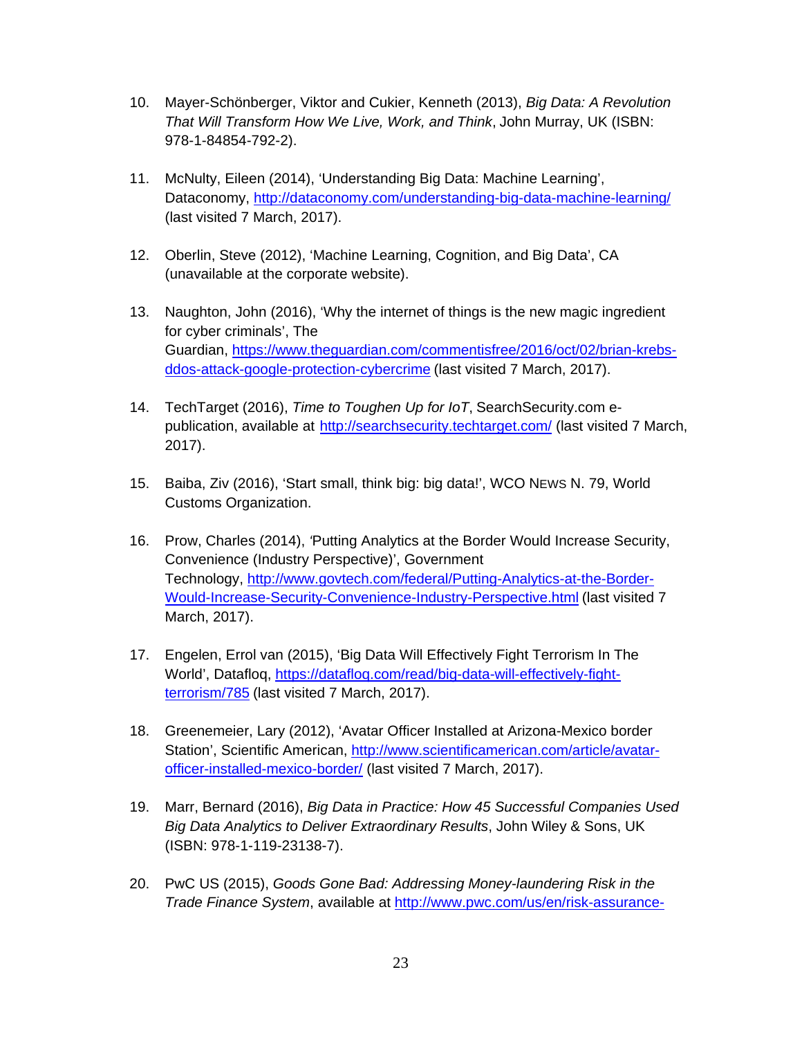10. Mayer-Schönberger, Viktor and Cukier, Kenneth (2013), *Big Data: A Revolution That Will Transform How We Live, Work, and Think*, John Murray, UK (ISBN: 978-1-84854-792-2).

11. McNulty, Eileen (2014), 'Understanding Big Data: Machine Learning', Dataconomy, http://dataconomy.com/understanding-big-data-machine-learning/ (last visited 7 March, 2017).

12. Oberlin, Steve (2012), 'Machine Learning, Cognition, and Big Data', CA (unavailable at the corporate website).

13. Naughton, John (2016), 'Why the internet of things is the new magic ingredient for cyber criminals', The Guardian, https://www.theguardian.com/commentisfree/2016/oct/02/brian-krebs-ddos-attack-google-protection-cybercrime (last visited 7 March, 2017).

14. TechTarget (2016), *Time to Toughen Up for IoT*, SearchSecurity.com e-publication, available at http://searchsecurity.techtarget.com/ (last visited 7 March, 2017).

15. Baiba, Ziv (2016), 'Start small, think big: big data!', WCO NEWS N. 79, World Customs Organization.

16. Prow, Charles (2014), 'Putting Analytics at the Border Would Increase Security, Convenience (Industry Perspective)', Government Technology, http://www.govtech.com/federal/Putting-Analytics-at-the-Border-Would-Increase-Security-Convenience-Industry-Perspective.html (last visited 7 March, 2017).

17. Engelen, Errol van (2015), 'Big Data Will Effectively Fight Terrorism In The World', Datafloq, https://datafloq.com/read/big-data-will-effectively-fight-terrorism/785 (last visited 7 March, 2017).

18. Greenemeier, Lary (2012), 'Avatar Officer Installed at Arizona-Mexico border Station', Scientific American, http://www.scientificamerican.com/article/avatar-officer-installed-mexico-border/ (last visited 7 March, 2017).

19. Marr, Bernard (2016), *Big Data in Practice: How 45 Successful Companies Used Big Data Analytics to Deliver Extraordinary Results*, John Wiley & Sons, UK (ISBN: 978-1-119-23138-7).

20. PwC US (2015), *Goods Gone Bad: Addressing Money-laundering Risk in the Trade Finance System*, available at http://www.pwc.com/us/en/risk-assurance-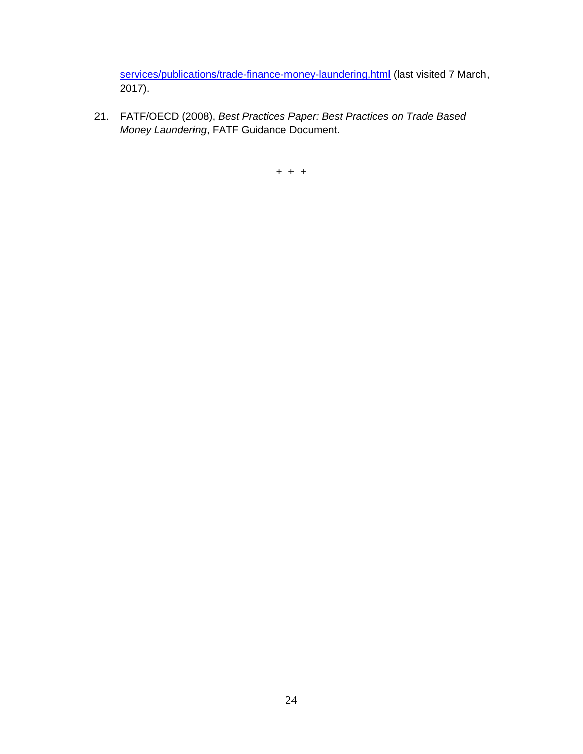services/publications/trade-finance-money-laundering.html (last visited 7 March, 2017).

21. FATF/OECD (2008), *Best Practices Paper: Best Practices on Trade Based Money Laundering*, FATF Guidance Document.

+ + +